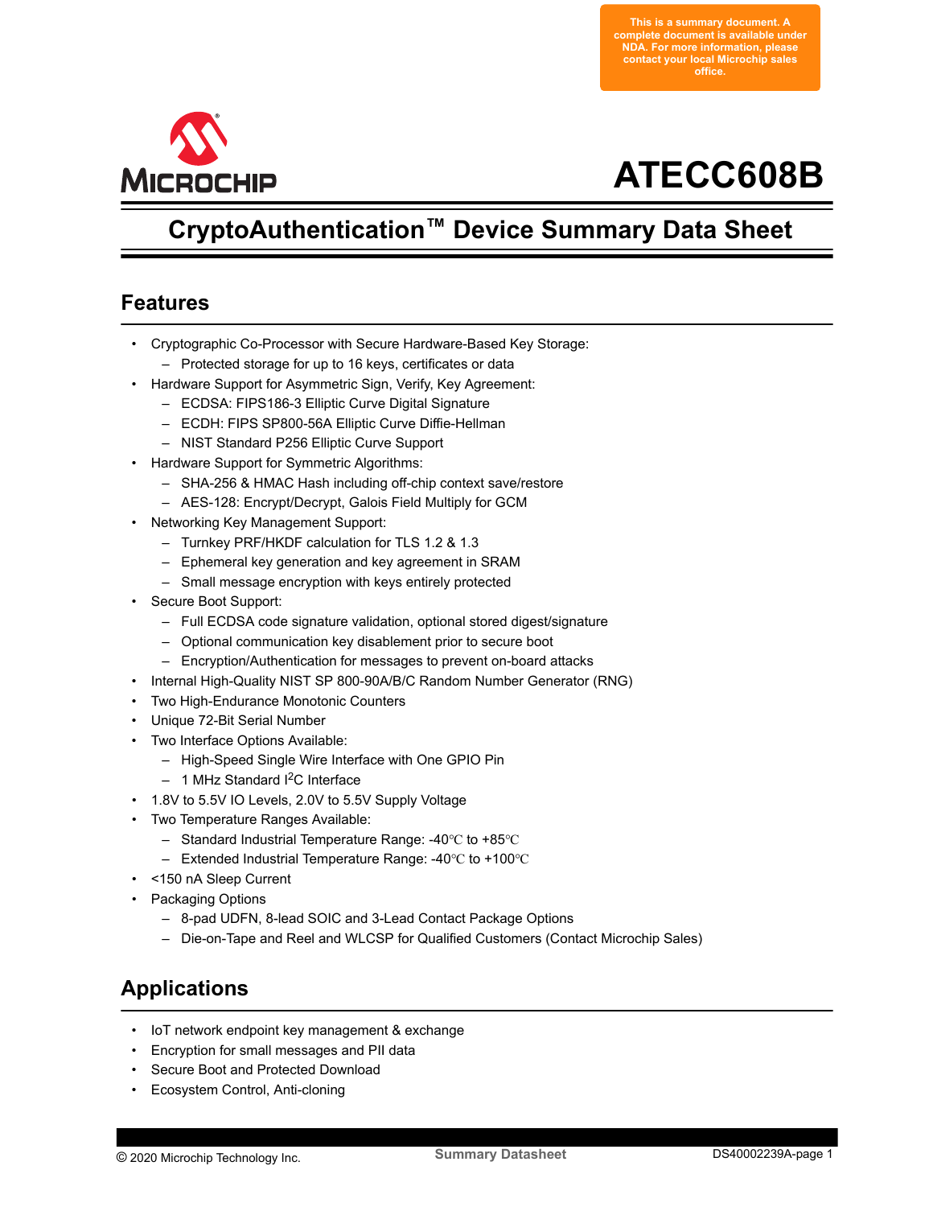This is a summary document. A complete document is available under NDA. For more information, please contact your local Microchip sales office.

# ATECC608B

## CryptoAuthentication™ Device Summary Data Sheet

## Features

- Cryptographic Co-Processor with Secure Hardware-Based Key Storage:
  - Protected storage for up to 16 keys, certificates or data
- Hardware Support for Asymmetric Sign, Verify, Key Agreement:
  - ECDSA: FIPS186-3 Elliptic Curve Digital Signature
  - ECDH: FIPS SP800-56A Elliptic Curve Diffie-Hellman
  - NIST Standard P256 Elliptic Curve Support
- Hardware Support for Symmetric Algorithms:
  - SHA-256 & HMAC Hash including off-chip context save/restore
  - AES-128: Encrypt/Decrypt, Galois Field Multiply for GCM
- Networking Key Management Support:
  - Turnkey PRF/HKDF calculation for TLS 1.2 & 1.3
  - Ephemeral key generation and key agreement in SRAM
  - Small message encryption with keys entirely protected
- Secure Boot Support:
  - Full ECDSA code signature validation, optional stored digest/signature
  - Optional communication key disablement prior to secure boot
  - Encryption/Authentication for messages to prevent on-board attacks
- Internal High-Quality NIST SP 800-90A/B/C Random Number Generator (RNG)
- Two High-Endurance Monotonic Counters
- Unique 72-Bit Serial Number
- Two Interface Options Available:
  - High-Speed Single Wire Interface with One GPIO Pin
  - 1 MHz Standard $I^2C$ Interface
- 1.8V to 5.5V IO Levels, 2.0V to 5.5V Supply Voltage
- Two Temperature Ranges Available:
  - Standard Industrial Temperature Range: -40℃ to +85℃
  - Extended Industrial Temperature Range: -40℃ to +100℃
- <150 nA Sleep Current
- Packaging Options
  - 8-pad UDFN, 8-lead SOIC and 3-Lead Contact Package Options
  - Die-on-Tape and Reel and WLCSP for Qualified Customers (Contact Microchip Sales)

## Applications

- IoT network endpoint key management & exchange
- Encryption for small messages and PII data
- Secure Boot and Protected Download
- Ecosystem Control, Anti-cloning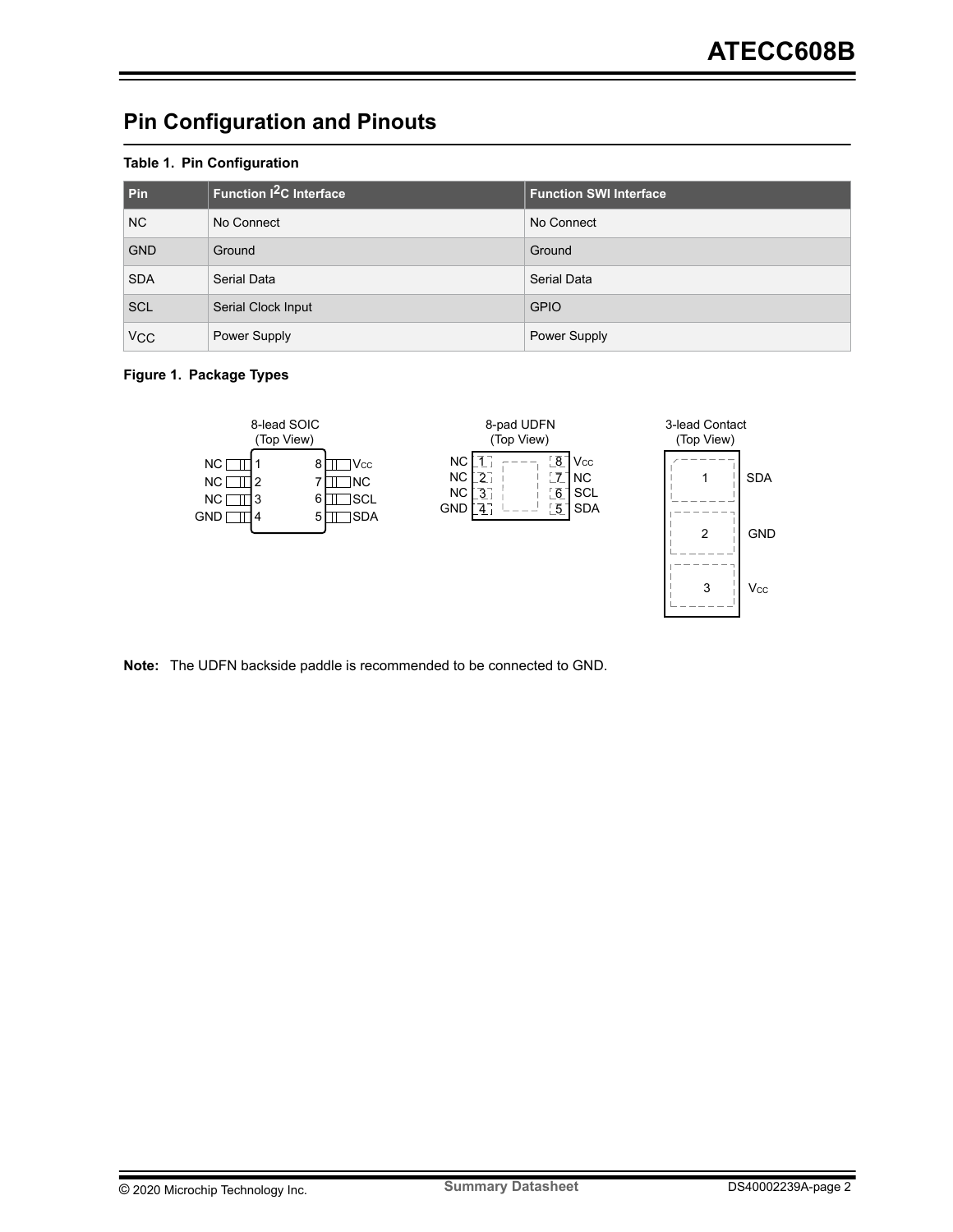## Pin Configuration and Pinouts

**Table 1. Pin Configuration**

| Pin | Function I2C Interface | Function SWI Interface |
| --- | --- | --- |
| NC | No Connect | No Connect |
| GND | Ground | Ground |
| SDA | Serial Data | Serial Data |
| SCL | Serial Clock Input | GPIO |
| $V_{CC}$ | Power Supply | Power Supply |

**Figure 1. Package Types**

8-lead SOIC (Top View)

| Pin | Name | Pin | Name |
| --- | --- | --- | --- |
| 1 | NC | 8 | $V_{CC}$ |
| 2 | NC | 7 | NC |
| 3 | NC | 6 | SCL |
| 4 | GND | 5 | SDA |

8-pad UDFN (Top View)

| Pin | Name | Pin | Name |
| --- | --- | --- | --- |
| 1 | NC | 8 | $V_{CC}$ |
| 2 | NC | 7 | NC |
| 3 | NC | 6 | SCL |
| 4 | GND | 5 | SDA |

3-lead Contact (Top View)

| Pin | Name |
| --- | --- |
| 1 | SDA |
| 2 | GND |
| 3 | $V_{CC}$ |

**Note:** The UDFN backside paddle is recommended to be connected to GND.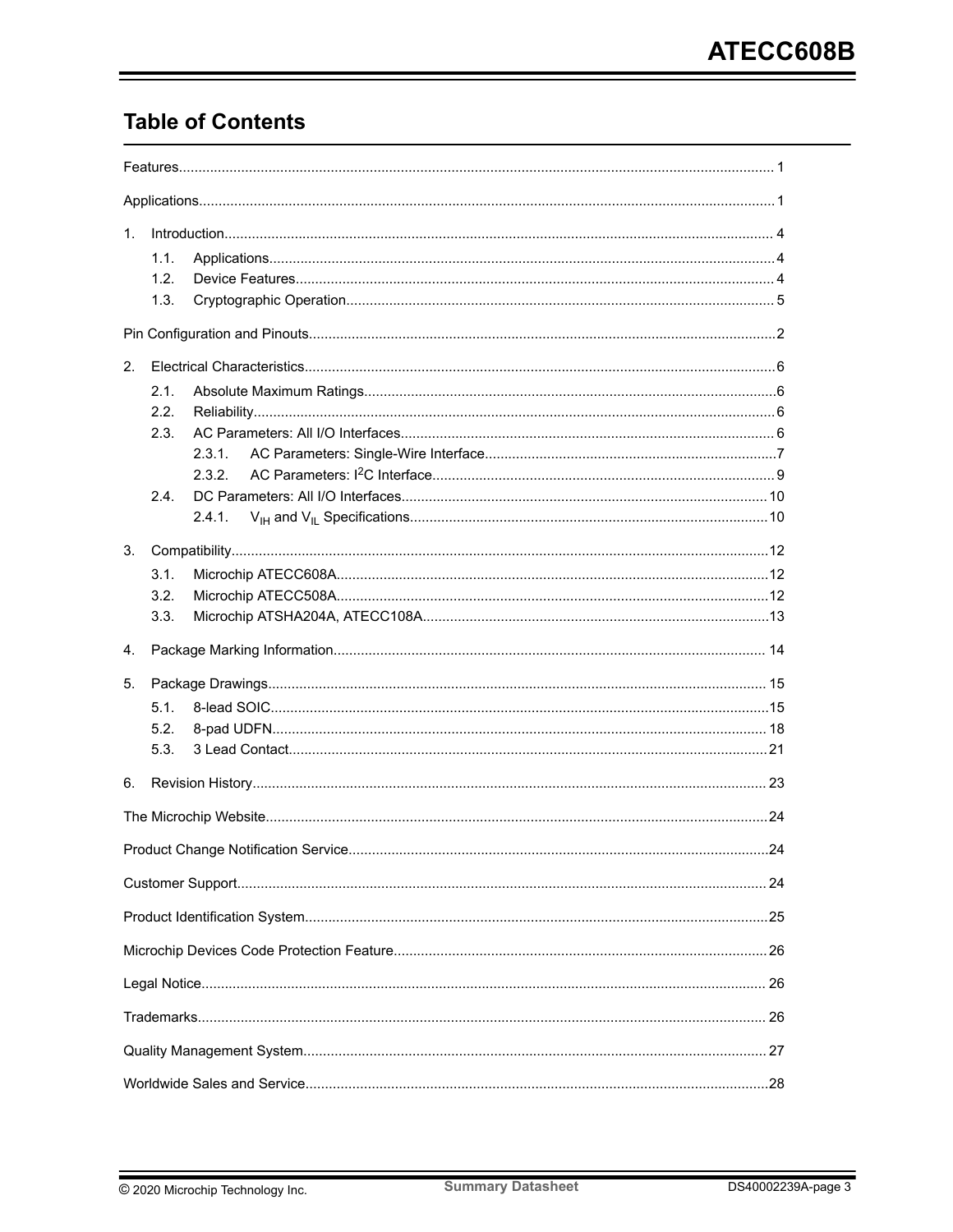## Table of Contents

Features...1

Applications...1

1. Introduction...4
   - 1.1. Applications...4
   - 1.2. Device Features...4
   - 1.3. Cryptographic Operation...5

Pin Configuration and Pinouts...2

2. Electrical Characteristics...6
   - 2.1. Absolute Maximum Ratings...6
   - 2.2. Reliability...6
   - 2.3. AC Parameters: All I/O Interfaces...6
     - 2.3.1. AC Parameters: Single-Wire Interface...7
     - 2.3.2. AC Parameters: $I^2C$ Interface...9
   - 2.4. DC Parameters: All I/O Interfaces...10
     - 2.4.1. $V_{IH}$ and $V_{IL}$ Specifications...10

3. Compatibility...12
   - 3.1. Microchip ATECC608A...12
   - 3.2. Microchip ATECC508A...12
   - 3.3. Microchip ATSHA204A, ATECC108A...13

4. Package Marking Information...14

5. Package Drawings...15
   - 5.1. 8-lead SOIC...15
   - 5.2. 8-pad UDFN...18
   - 5.3. 3 Lead Contact...21

6. Revision History...23

The Microchip Website...24

Product Change Notification Service...24

Customer Support...24

Product Identification System...25

Microchip Devices Code Protection Feature...26

Legal Notice...26

Trademarks...26

Quality Management System...27

Worldwide Sales and Service...28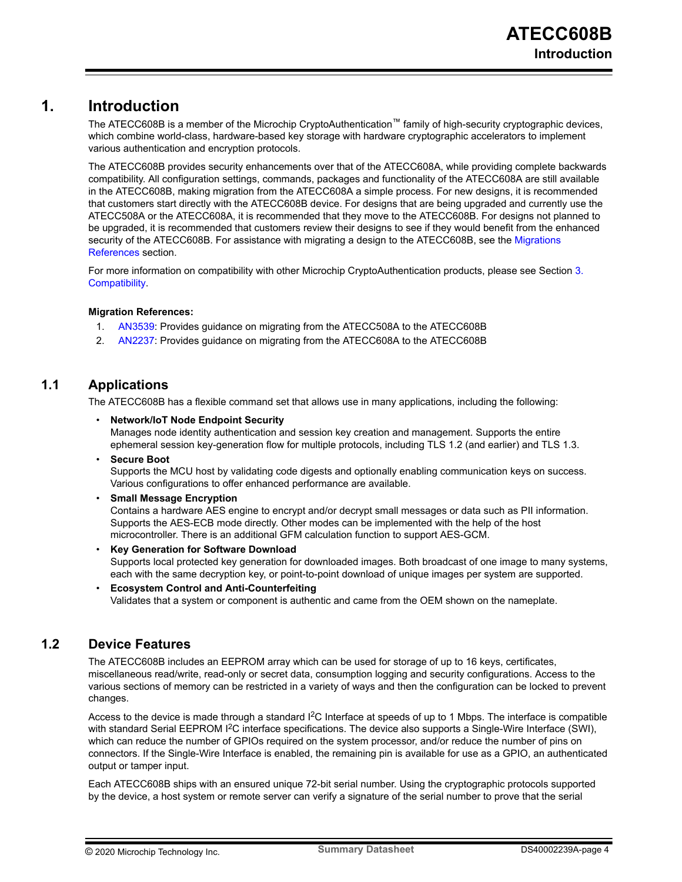# 1. Introduction

The ATECC608B is a member of the Microchip CryptoAuthentication™ family of high-security cryptographic devices, which combine world-class, hardware-based key storage with hardware cryptographic accelerators to implement various authentication and encryption protocols.

The ATECC608B provides security enhancements over that of the ATECC608A, while providing complete backwards compatibility. All configuration settings, commands, packages and functionality of the ATECC608A are still available in the ATECC608B, making migration from the ATECC608A a simple process. For new designs, it is recommended that customers start directly with the ATECC608B device. For designs that are being upgraded and currently use the ATECC508A or the ATECC608A, it is recommended that they move to the ATECC608B. For designs not planned to be upgraded, it is recommended that customers review their designs to see if they would benefit from the enhanced security of the ATECC608B. For assistance with migrating a design to the ATECC608B, see the Migrations References section.

For more information on compatibility with other Microchip CryptoAuthentication products, please see Section 3. Compatibility.

**Migration References:**

1. AN3539: Provides guidance on migrating from the ATECC508A to the ATECC608B
2. AN2237: Provides guidance on migrating from the ATECC608A to the ATECC608B

## 1.1 Applications

The ATECC608B has a flexible command set that allows use in many applications, including the following:

- **Network/IoT Node Endpoint Security**
  Manages node identity authentication and session key creation and management. Supports the entire ephemeral session key-generation flow for multiple protocols, including TLS 1.2 (and earlier) and TLS 1.3.
- **Secure Boot**
  Supports the MCU host by validating code digests and optionally enabling communication keys on success. Various configurations to offer enhanced performance are available.
- **Small Message Encryption**
  Contains a hardware AES engine to encrypt and/or decrypt small messages or data such as PII information. Supports the AES-ECB mode directly. Other modes can be implemented with the help of the host microcontroller. There is an additional GFM calculation function to support AES-GCM.
- **Key Generation for Software Download**
  Supports local protected key generation for downloaded images. Both broadcast of one image to many systems, each with the same decryption key, or point-to-point download of unique images per system are supported.
- **Ecosystem Control and Anti-Counterfeiting**
  Validates that a system or component is authentic and came from the OEM shown on the nameplate.

## 1.2 Device Features

The ATECC608B includes an EEPROM array which can be used for storage of up to 16 keys, certificates, miscellaneous read/write, read-only or secret data, consumption logging and security configurations. Access to the various sections of memory can be restricted in a variety of ways and then the configuration can be locked to prevent changes.

Access to the device is made through a standard I²C Interface at speeds of up to 1 Mbps. The interface is compatible with standard Serial EEPROM I²C interface specifications. The device also supports a Single-Wire Interface (SWI), which can reduce the number of GPIOs required on the system processor, and/or reduce the number of pins on connectors. If the Single-Wire Interface is enabled, the remaining pin is available for use as a GPIO, an authenticated output or tamper input.

Each ATECC608B ships with an ensured unique 72-bit serial number. Using the cryptographic protocols supported by the device, a host system or remote server can verify a signature of the serial number to prove that the serial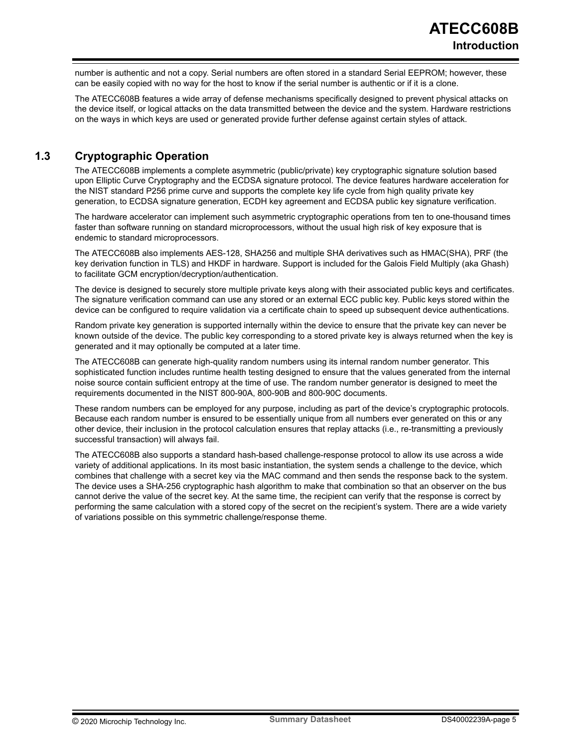number is authentic and not a copy. Serial numbers are often stored in a standard Serial EEPROM; however, these can be easily copied with no way for the host to know if the serial number is authentic or if it is a clone.

The ATECC608B features a wide array of defense mechanisms specifically designed to prevent physical attacks on the device itself, or logical attacks on the data transmitted between the device and the system. Hardware restrictions on the ways in which keys are used or generated provide further defense against certain styles of attack.

## 1.3 Cryptographic Operation

The ATECC608B implements a complete asymmetric (public/private) key cryptographic signature solution based upon Elliptic Curve Cryptography and the ECDSA signature protocol. The device features hardware acceleration for the NIST standard P256 prime curve and supports the complete key life cycle from high quality private key generation, to ECDSA signature generation, ECDH key agreement and ECDSA public key signature verification.

The hardware accelerator can implement such asymmetric cryptographic operations from ten to one-thousand times faster than software running on standard microprocessors, without the usual high risk of key exposure that is endemic to standard microprocessors.

The ATECC608B also implements AES-128, SHA256 and multiple SHA derivatives such as HMAC(SHA), PRF (the key derivation function in TLS) and HKDF in hardware. Support is included for the Galois Field Multiply (aka Ghash) to facilitate GCM encryption/decryption/authentication.

The device is designed to securely store multiple private keys along with their associated public keys and certificates. The signature verification command can use any stored or an external ECC public key. Public keys stored within the device can be configured to require validation via a certificate chain to speed up subsequent device authentications.

Random private key generation is supported internally within the device to ensure that the private key can never be known outside of the device. The public key corresponding to a stored private key is always returned when the key is generated and it may optionally be computed at a later time.

The ATECC608B can generate high-quality random numbers using its internal random number generator. This sophisticated function includes runtime health testing designed to ensure that the values generated from the internal noise source contain sufficient entropy at the time of use. The random number generator is designed to meet the requirements documented in the NIST 800-90A, 800-90B and 800-90C documents.

These random numbers can be employed for any purpose, including as part of the device's cryptographic protocols. Because each random number is ensured to be essentially unique from all numbers ever generated on this or any other device, their inclusion in the protocol calculation ensures that replay attacks (i.e., re-transmitting a previously successful transaction) will always fail.

The ATECC608B also supports a standard hash-based challenge-response protocol to allow its use across a wide variety of additional applications. In its most basic instantiation, the system sends a challenge to the device, which combines that challenge with a secret key via the MAC command and then sends the response back to the system. The device uses a SHA-256 cryptographic hash algorithm to make that combination so that an observer on the bus cannot derive the value of the secret key. At the same time, the recipient can verify that the response is correct by performing the same calculation with a stored copy of the secret on the recipient's system. There are a wide variety of variations possible on this symmetric challenge/response theme.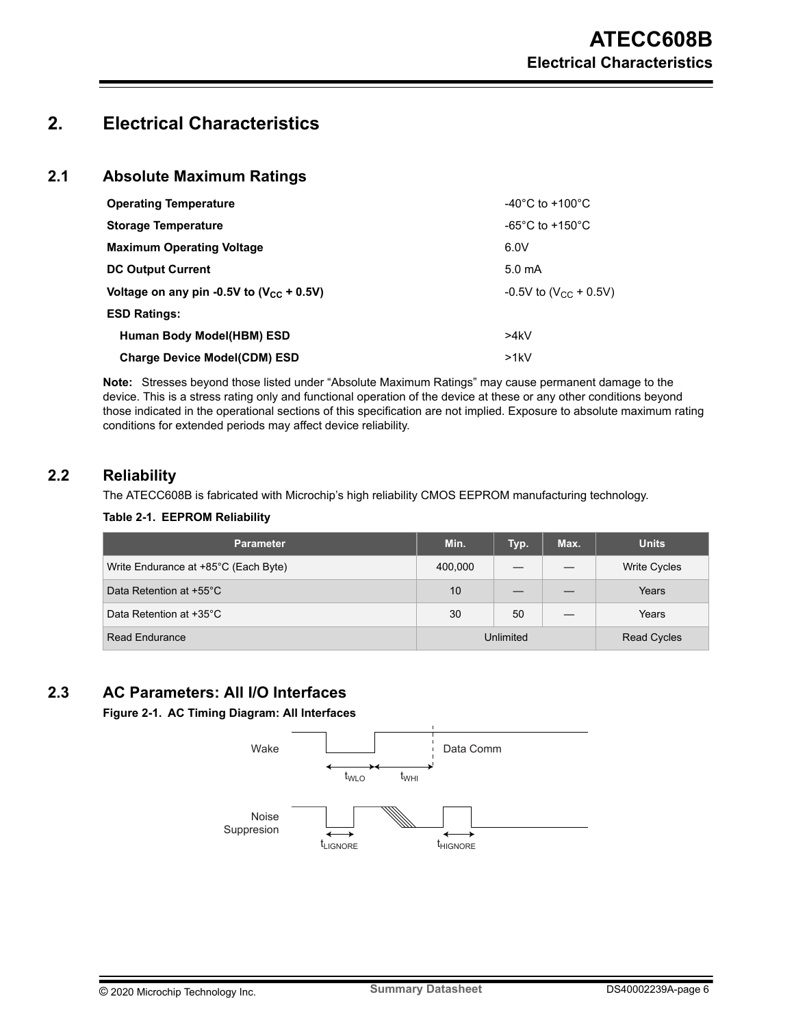# 2. Electrical Characteristics

## 2.1 Absolute Maximum Ratings

| | |
|---|---|
| **Operating Temperature** | -40°C to +100°C |
| **Storage Temperature** | -65°C to +150°C |
| **Maximum Operating Voltage** | 6.0V |
| **DC Output Current** | 5.0 mA |
| **Voltage on any pin -0.5V to ($V_{CC}$ + 0.5V)** | -0.5V to ($V_{CC}$ + 0.5V) |
| **ESD Ratings:** | |
| **Human Body Model(HBM) ESD** | >4kV |
| **Charge Device Model(CDM) ESD** | >1kV |

**Note:** Stresses beyond those listed under “Absolute Maximum Ratings” may cause permanent damage to the device. This is a stress rating only and functional operation of the device at these or any other conditions beyond those indicated in the operational sections of this specification are not implied. Exposure to absolute maximum rating conditions for extended periods may affect device reliability.

## 2.2 Reliability

The ATECC608B is fabricated with Microchip’s high reliability CMOS EEPROM manufacturing technology.

**Table 2-1. EEPROM Reliability**

| Parameter | Min. | Typ. | Max. | Units |
|---|---|---|---|---|
| Write Endurance at +85°C (Each Byte) | 400,000 | — | — | Write Cycles |
| Data Retention at +55°C | 10 | — | — | Years |
| Data Retention at +35°C | 30 | 50 | — | Years |
| Read Endurance | Unlimited | | | Read Cycles |

## 2.3 AC Parameters: All I/O Interfaces

**Figure 2-1. AC Timing Diagram: All Interfaces**

Wake — $t_{WLO}$, $t_{WHI}$ — Data Comm

Noise Suppresion — $t_{LIGNORE}$, $t_{HIGNORE}$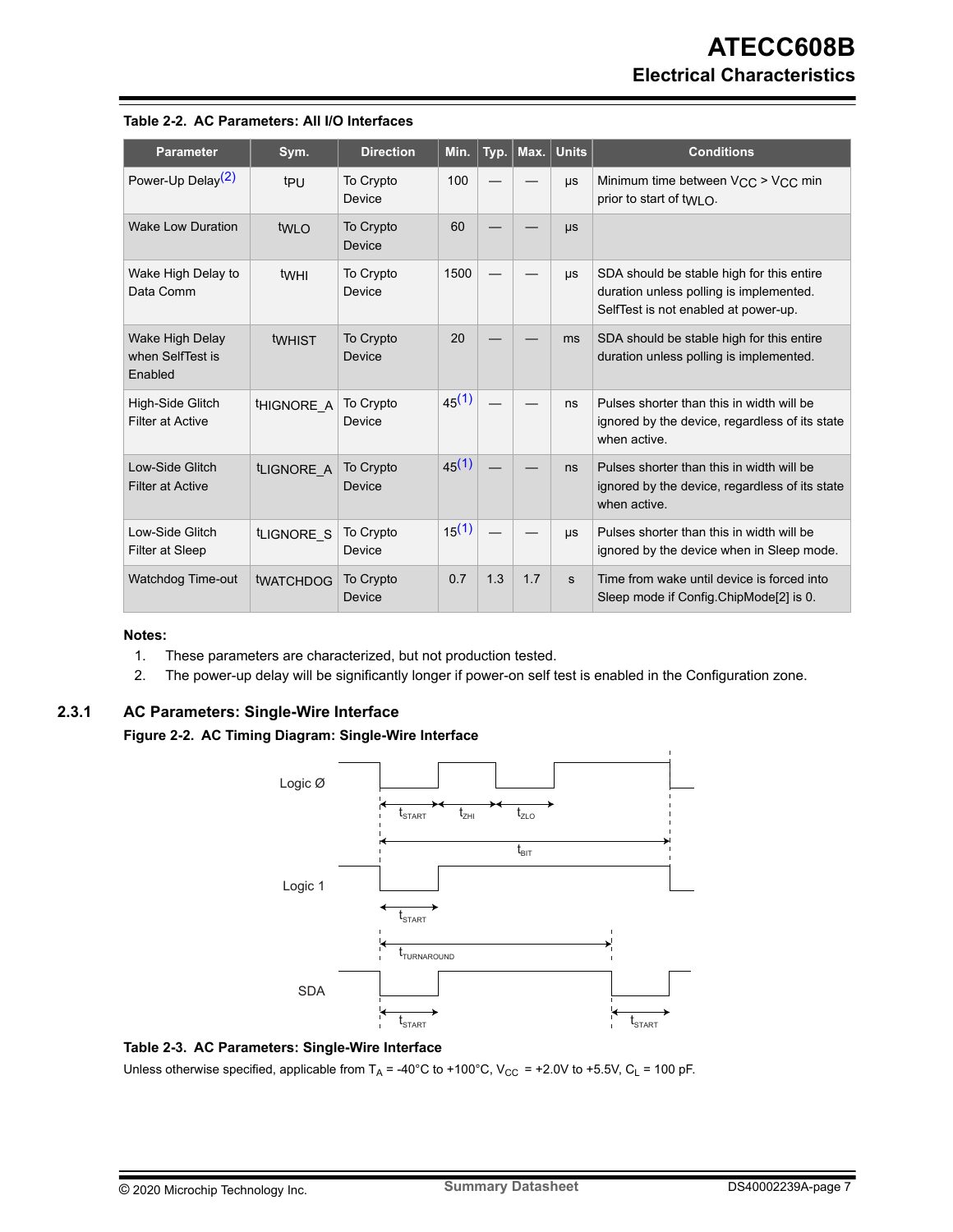**Table 2-2. AC Parameters: All I/O Interfaces**

| Parameter | Sym. | Direction | Min. | Typ. | Max. | Units | Conditions |
|---|---|---|---|---|---|---|---|
| Power-Up Delay[(2)] | $t_{PU}$ | To Crypto Device | 100 | — | — | µs | Minimum time between $V_{CC}$ > $V_{CC}$ min prior to start of $t_{WLO}$. |
| Wake Low Duration | $t_{WLO}$ | To Crypto Device | 60 | — | — | µs | |
| Wake High Delay to Data Comm | $t_{WHI}$ | To Crypto Device | 1500 | — | — | µs | SDA should be stable high for this entire duration unless polling is implemented. SelfTest is not enabled at power-up. |
| Wake High Delay when SelfTest is Enabled | $t_{WHIST}$ | To Crypto Device | 20 | — | — | ms | SDA should be stable high for this entire duration unless polling is implemented. |
| High-Side Glitch Filter at Active | $t_{HIGNORE\_A}$ | To Crypto Device | 45[(1)] | — | — | ns | Pulses shorter than this in width will be ignored by the device, regardless of its state when active. |
| Low-Side Glitch Filter at Active | $t_{LIGNORE\_A}$ | To Crypto Device | 45[(1)] | — | — | ns | Pulses shorter than this in width will be ignored by the device, regardless of its state when active. |
| Low-Side Glitch Filter at Sleep | $t_{LIGNORE\_S}$ | To Crypto Device | 15[(1)] | — | — | µs | Pulses shorter than this in width will be ignored by the device when in Sleep mode. |
| Watchdog Time-out | $t_{WATCHDOG}$ | To Crypto Device | 0.7 | 1.3 | 1.7 | s | Time from wake until device is forced into Sleep mode if Config.ChipMode[2] is 0. |

**Notes:**
1. These parameters are characterized, but not production tested.
2. The power-up delay will be significantly longer if power-on self test is enabled in the Configuration zone.

### 2.3.1 AC Parameters: Single-Wire Interface

**Figure 2-2. AC Timing Diagram: Single-Wire Interface**

**Table 2-3. AC Parameters: Single-Wire Interface**

Unless otherwise specified, applicable from $T_A$ = -40°C to +100°C, $V_{CC}$ = +2.0V to +5.5V, $C_L$ = 100 pF.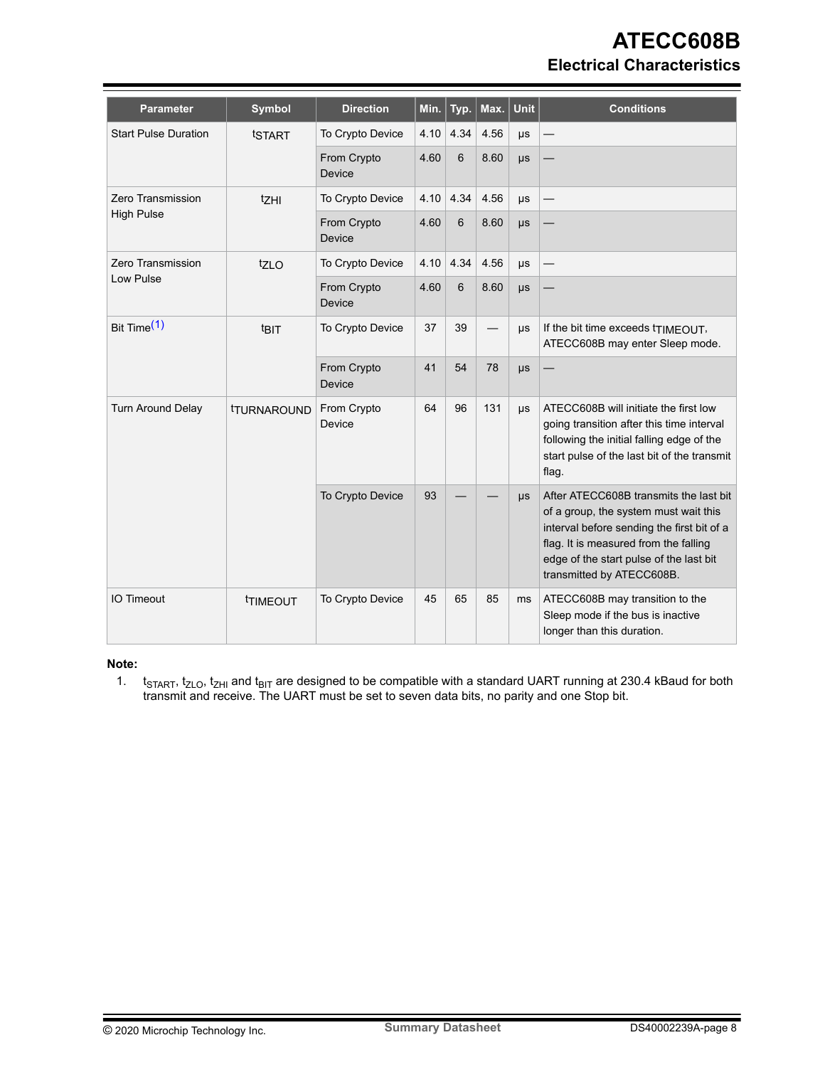| Parameter | Symbol | Direction | Min. | Typ. | Max. | Unit | Conditions |
|---|---|---|---|---|---|---|---|
| Start Pulse Duration | $t_{START}$ | To Crypto Device | 4.10 | 4.34 | 4.56 | μs | — |
| | | From Crypto Device | 4.60 | 6 | 8.60 | μs | — |
| Zero Transmission High Pulse | $t_{ZHI}$ | To Crypto Device | 4.10 | 4.34 | 4.56 | μs | — |
| | | From Crypto Device | 4.60 | 6 | 8.60 | μs | — |
| Zero Transmission Low Pulse | $t_{ZLO}$ | To Crypto Device | 4.10 | 4.34 | 4.56 | μs | — |
| | | From Crypto Device | 4.60 | 6 | 8.60 | μs | — |
| Bit Time[(1)] | $t_{BIT}$ | To Crypto Device | 37 | 39 | — | μs | If the bit time exceeds $t_{TIMEOUT}$, ATECC608B may enter Sleep mode. |
| | | From Crypto Device | 41 | 54 | 78 | μs | — |
| Turn Around Delay | $t_{TURNAROUND}$ | From Crypto Device | 64 | 96 | 131 | μs | ATECC608B will initiate the first low going transition after this time interval following the initial falling edge of the start pulse of the last bit of the transmit flag. |
| | | To Crypto Device | 93 | — | — | μs | After ATECC608B transmits the last bit of a group, the system must wait this interval before sending the first bit of a flag. It is measured from the falling edge of the start pulse of the last bit transmitted by ATECC608B. |
| IO Timeout | $t_{TIMEOUT}$ | To Crypto Device | 45 | 65 | 85 | ms | ATECC608B may transition to the Sleep mode if the bus is inactive longer than this duration. |

**Note:**

1. $t_{START}$, $t_{ZLO}$, $t_{ZHI}$ and $t_{BIT}$ are designed to be compatible with a standard UART running at 230.4 kBaud for both transmit and receive. The UART must be set to seven data bits, no parity and one Stop bit.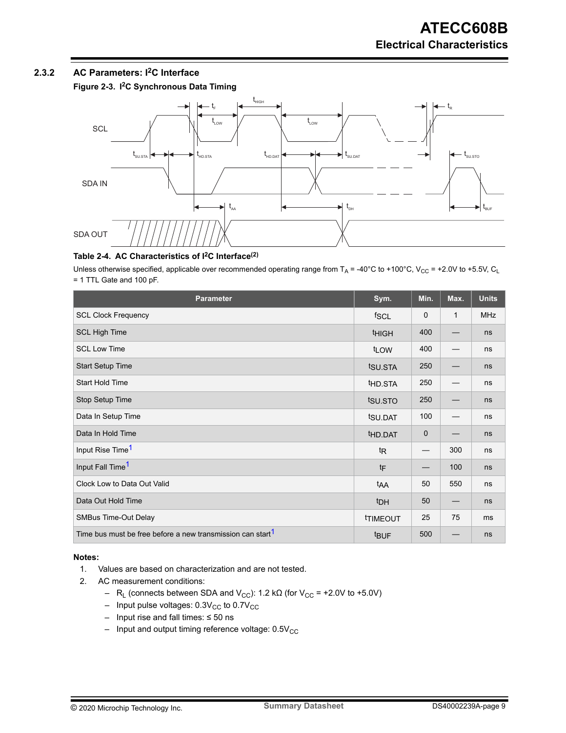### 2.3.2 AC Parameters: I²C Interface

**Figure 2-3. I²C Synchronous Data Timing**

**Table 2-4. AC Characteristics of I²C Interface(2)**

Unless otherwise specified, applicable over recommended operating range from $T_A$ = -40°C to +100°C, $V_{CC}$ = +2.0V to +5.5V, $C_L$ = 1 TTL Gate and 100 pF.

| Parameter | Sym. | Min. | Max. | Units |
|---|---|---|---|---|
| SCL Clock Frequency | $f_{SCL}$ | 0 | 1 | MHz |
| SCL High Time | $t_{HIGH}$ | 400 | — | ns |
| SCL Low Time | $t_{LOW}$ | 400 | — | ns |
| Start Setup Time | $t_{SU.STA}$ | 250 | — | ns |
| Start Hold Time | $t_{HD.STA}$ | 250 | — | ns |
| Stop Setup Time | $t_{SU.STO}$ | 250 | — | ns |
| Data In Setup Time | $t_{SU.DAT}$ | 100 | — | ns |
| Data In Hold Time | $t_{HD.DAT}$ | 0 | — | ns |
| Input Rise Time[1] | $t_R$ | — | 300 | ns |
| Input Fall Time[1] | $t_F$ | — | 100 | ns |
| Clock Low to Data Out Valid | $t_{AA}$ | 50 | 550 | ns |
| Data Out Hold Time | $t_{DH}$ | 50 | — | ns |
| SMBus Time-Out Delay | $t_{TIMEOUT}$ | 25 | 75 | ms |
| Time bus must be free before a new transmission can start[1] | $t_{BUF}$ | 500 | — | ns |

**Notes:**

1. Values are based on characterization and are not tested.
2. AC measurement conditions:
   - $R_L$ (connects between SDA and $V_{CC}$): 1.2 kΩ (for $V_{CC}$ = +2.0V to +5.0V)
   - Input pulse voltages: $0.3V_{CC}$ to $0.7V_{CC}$
   - Input rise and fall times: ≤ 50 ns
   - Input and output timing reference voltage: $0.5V_{CC}$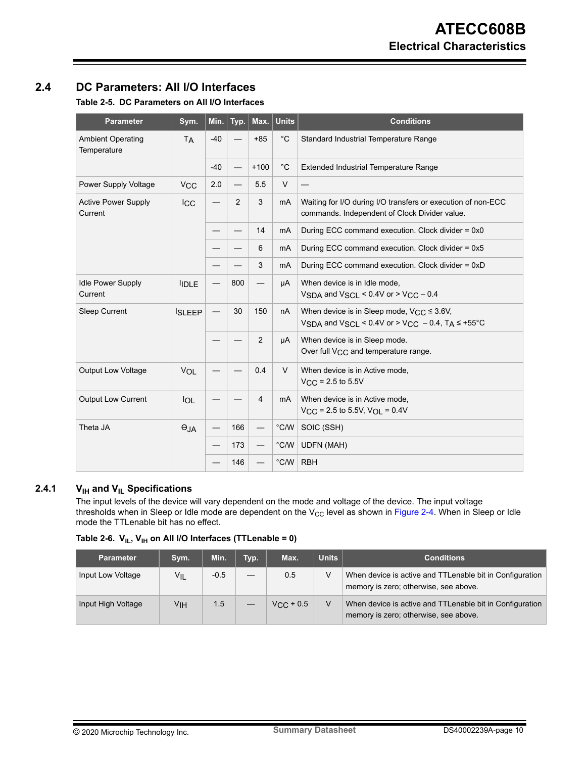## 2.4 DC Parameters: All I/O Interfaces

**Table 2-5. DC Parameters on All I/O Interfaces**

| Parameter | Sym. | Min. | Typ. | Max. | Units | Conditions |
|---|---|---|---|---|---|---|
| Ambient Operating Temperature | $T_A$ | -40 | — | +85 | °C | Standard Industrial Temperature Range |
| | | -40 | — | +100 | °C | Extended Industrial Temperature Range |
| Power Supply Voltage | $V_{CC}$ | 2.0 | — | 5.5 | V | — |
| Active Power Supply Current | $I_{CC}$ | — | 2 | 3 | mA | Waiting for I/O during I/O transfers or execution of non-ECC commands. Independent of Clock Divider value. |
| | | — | — | 14 | mA | During ECC command execution. Clock divider = 0x0 |
| | | — | — | 6 | mA | During ECC command execution. Clock divider = 0x5 |
| | | — | — | 3 | mA | During ECC command execution. Clock divider = 0xD |
| Idle Power Supply Current | $I_{IDLE}$ | — | 800 | — | µA | When device is in Idle mode, $V_{SDA}$ and $V_{SCL}$ < 0.4V or > $V_{CC}$ – 0.4 |
| Sleep Current | $I_{SLEEP}$ | — | 30 | 150 | nA | When device is in Sleep mode, $V_{CC}$ ≤ 3.6V, $V_{SDA}$ and $V_{SCL}$ < 0.4V or > $V_{CC}$ – 0.4, $T_A$ ≤ +55°C |
| | | — | — | 2 | µA | When device is in Sleep mode. Over full $V_{CC}$ and temperature range. |
| Output Low Voltage | $V_{OL}$ | — | — | 0.4 | V | When device is in Active mode, $V_{CC}$ = 2.5 to 5.5V |
| Output Low Current | $I_{OL}$ | — | — | 4 | mA | When device is in Active mode, $V_{CC}$ = 2.5 to 5.5V, $V_{OL}$ = 0.4V |
| Theta JA | $\Theta_{JA}$ | — | 166 | — | °C/W | SOIC (SSH) |
| | | — | 173 | — | °C/W | UDFN (MAH) |
| | | — | 146 | — | °C/W | RBH |

### 2.4.1 $V_{IH}$ and $V_{IL}$ Specifications

The input levels of the device will vary dependent on the mode and voltage of the device. The input voltage thresholds when in Sleep or Idle mode are dependent on the $V_{CC}$ level as shown in Figure 2-4. When in Sleep or Idle mode the TTLenable bit has no effect.

**Table 2-6. $V_{IL}$, $V_{IH}$ on All I/O Interfaces (TTLenable = 0)**

| Parameter | Sym. | Min. | Typ. | Max. | Units | Conditions |
|---|---|---|---|---|---|---|
| Input Low Voltage | $V_{IL}$ | -0.5 | — | 0.5 | V | When device is active and TTLenable bit in Configuration memory is zero; otherwise, see above. |
| Input High Voltage | $V_{IH}$ | 1.5 | — | $V_{CC}$ + 0.5 | V | When device is active and TTLenable bit in Configuration memory is zero; otherwise, see above. |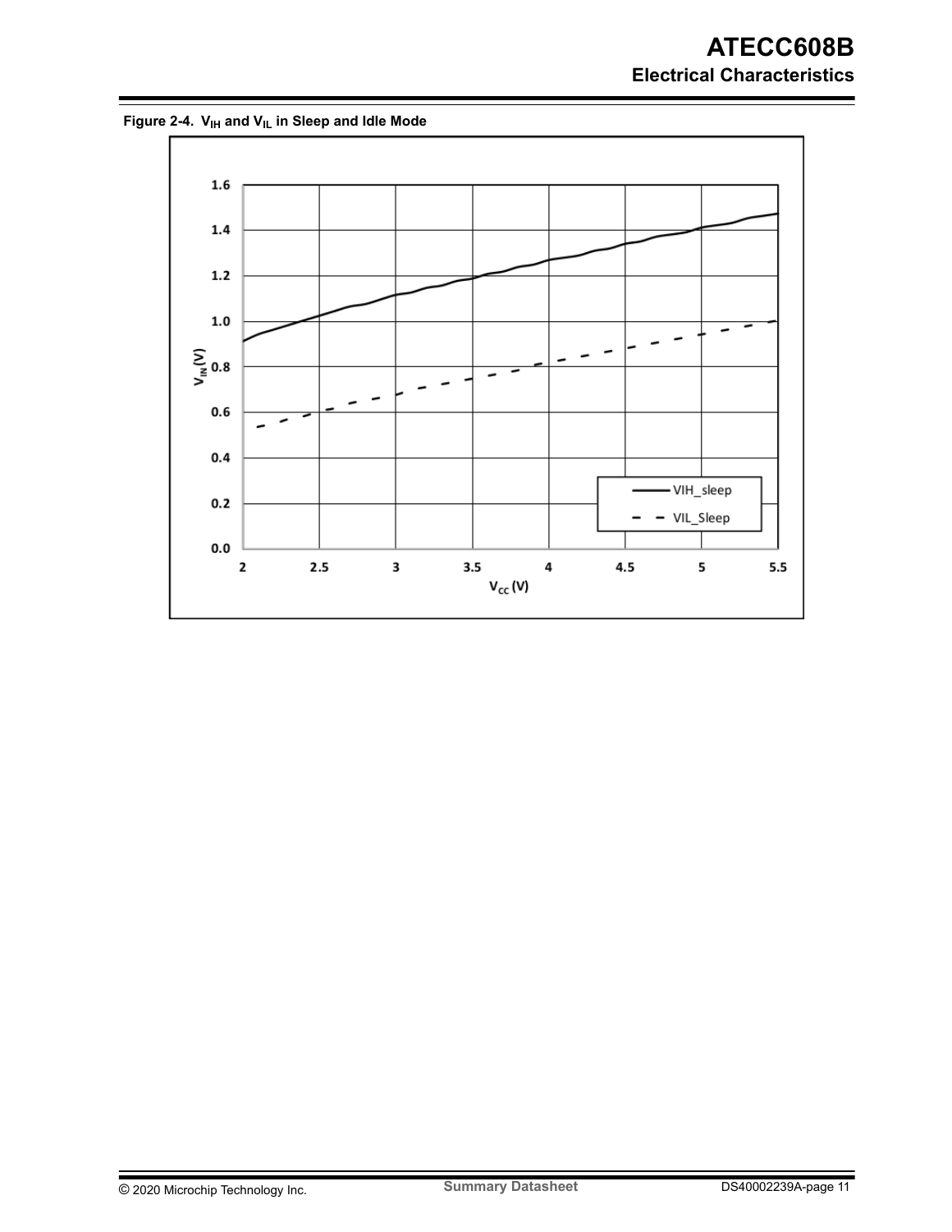**Figure 2-4. $V_{IH}$ and $V_{IL}$ in Sleep and Idle Mode**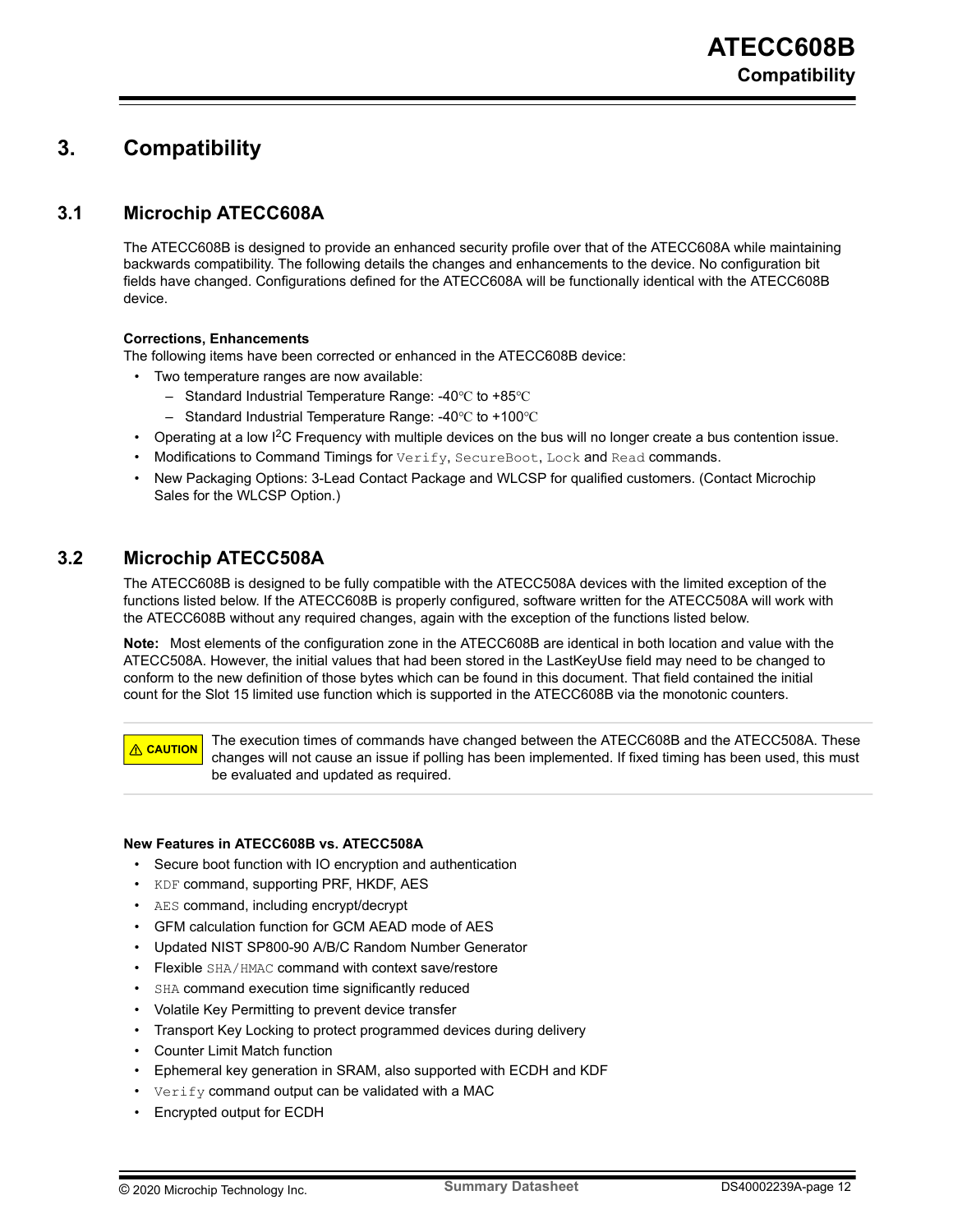# 3. Compatibility

## 3.1 Microchip ATECC608A

The ATECC608B is designed to provide an enhanced security profile over that of the ATECC608A while maintaining backwards compatibility. The following details the changes and enhancements to the device. No configuration bit fields have changed. Configurations defined for the ATECC608A will be functionally identical with the ATECC608B device.

**Corrections, Enhancements**

The following items have been corrected or enhanced in the ATECC608B device:

- Two temperature ranges are now available:
  - Standard Industrial Temperature Range: -40℃ to +85℃
  - Standard Industrial Temperature Range: -40℃ to +100℃
- Operating at a low I$^2$C Frequency with multiple devices on the bus will no longer create a bus contention issue.
- Modifications to Command Timings for `Verify`, `SecureBoot`, `Lock` and `Read` commands.
- New Packaging Options: 3-Lead Contact Package and WLCSP for qualified customers. (Contact Microchip Sales for the WLCSP Option.)

## 3.2 Microchip ATECC508A

The ATECC608B is designed to be fully compatible with the ATECC508A devices with the limited exception of the functions listed below. If the ATECC608B is properly configured, software written for the ATECC508A will work with the ATECC608B without any required changes, again with the exception of the functions listed below.

**Note:** Most elements of the configuration zone in the ATECC608B are identical in both location and value with the ATECC508A. However, the initial values that had been stored in the LastKeyUse field may need to be changed to conform to the new definition of those bytes which can be found in this document. That field contained the initial count for the Slot 15 limited use function which is supported in the ATECC608B via the monotonic counters.

**⚠ CAUTION** The execution times of commands have changed between the ATECC608B and the ATECC508A. These changes will not cause an issue if polling has been implemented. If fixed timing has been used, this must be evaluated and updated as required.

**New Features in ATECC608B vs. ATECC508A**

- Secure boot function with IO encryption and authentication
- `KDF` command, supporting PRF, HKDF, AES
- `AES` command, including encrypt/decrypt
- GFM calculation function for GCM AEAD mode of AES
- Updated NIST SP800-90 A/B/C Random Number Generator
- Flexible `SHA/HMAC` command with context save/restore
- `SHA` command execution time significantly reduced
- Volatile Key Permitting to prevent device transfer
- Transport Key Locking to protect programmed devices during delivery
- Counter Limit Match function
- Ephemeral key generation in SRAM, also supported with ECDH and KDF
- `Verify` command output can be validated with a MAC
- Encrypted output for ECDH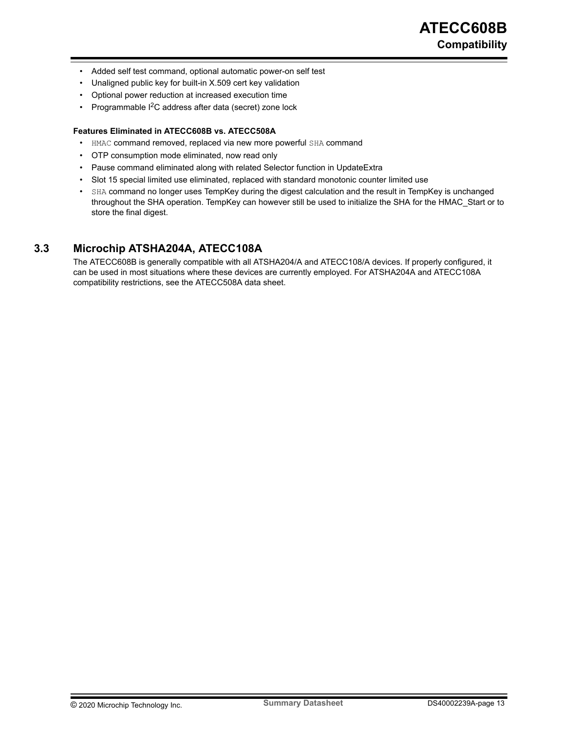- Added self test command, optional automatic power-on self test
- Unaligned public key for built-in X.509 cert key validation
- Optional power reduction at increased execution time
- Programmable I$^2$C address after data (secret) zone lock

**Features Eliminated in ATECC608B vs. ATECC508A**

- `HMAC` command removed, replaced via new more powerful `SHA` command
- OTP consumption mode eliminated, now read only
- Pause command eliminated along with related Selector function in UpdateExtra
- Slot 15 special limited use eliminated, replaced with standard monotonic counter limited use
- `SHA` command no longer uses TempKey during the digest calculation and the result in TempKey is unchanged throughout the SHA operation. TempKey can however still be used to initialize the SHA for the HMAC_Start or to store the final digest.

## 3.3 Microchip ATSHA204A, ATECC108A

The ATECC608B is generally compatible with all ATSHA204/A and ATECC108/A devices. If properly configured, it can be used in most situations where these devices are currently employed. For ATSHA204A and ATECC108A compatibility restrictions, see the ATECC508A data sheet.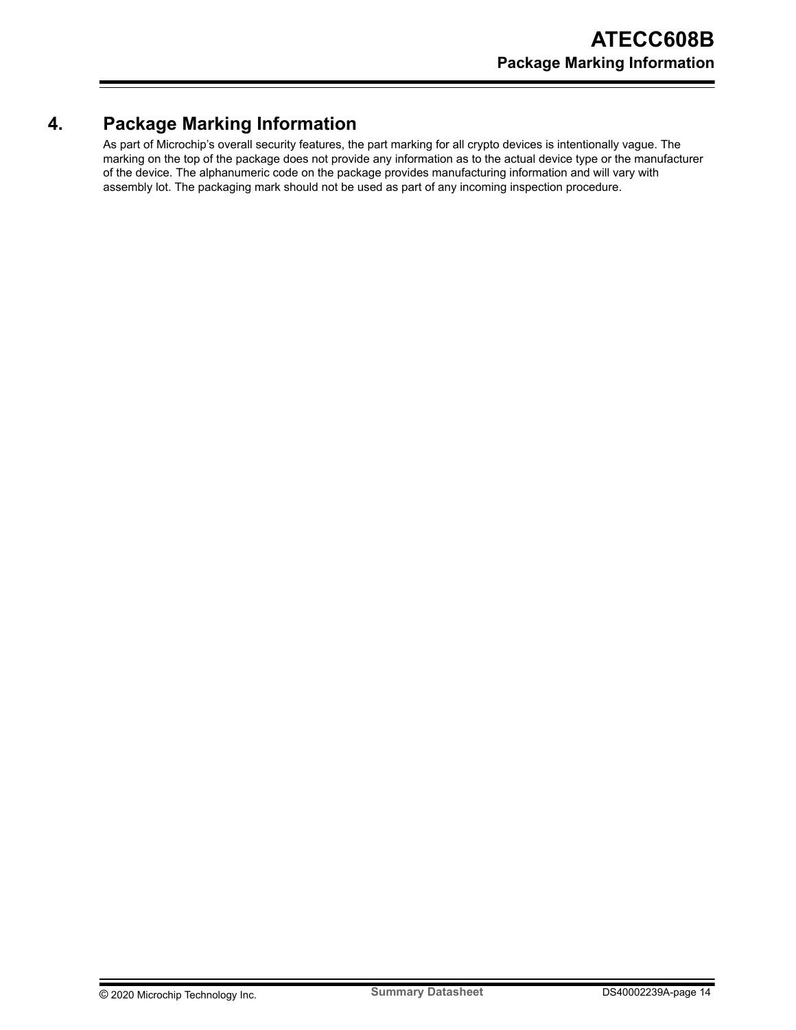# 4. Package Marking Information

As part of Microchip's overall security features, the part marking for all crypto devices is intentionally vague. The marking on the top of the package does not provide any information as to the actual device type or the manufacturer of the device. The alphanumeric code on the package provides manufacturing information and will vary with assembly lot. The packaging mark should not be used as part of any incoming inspection procedure.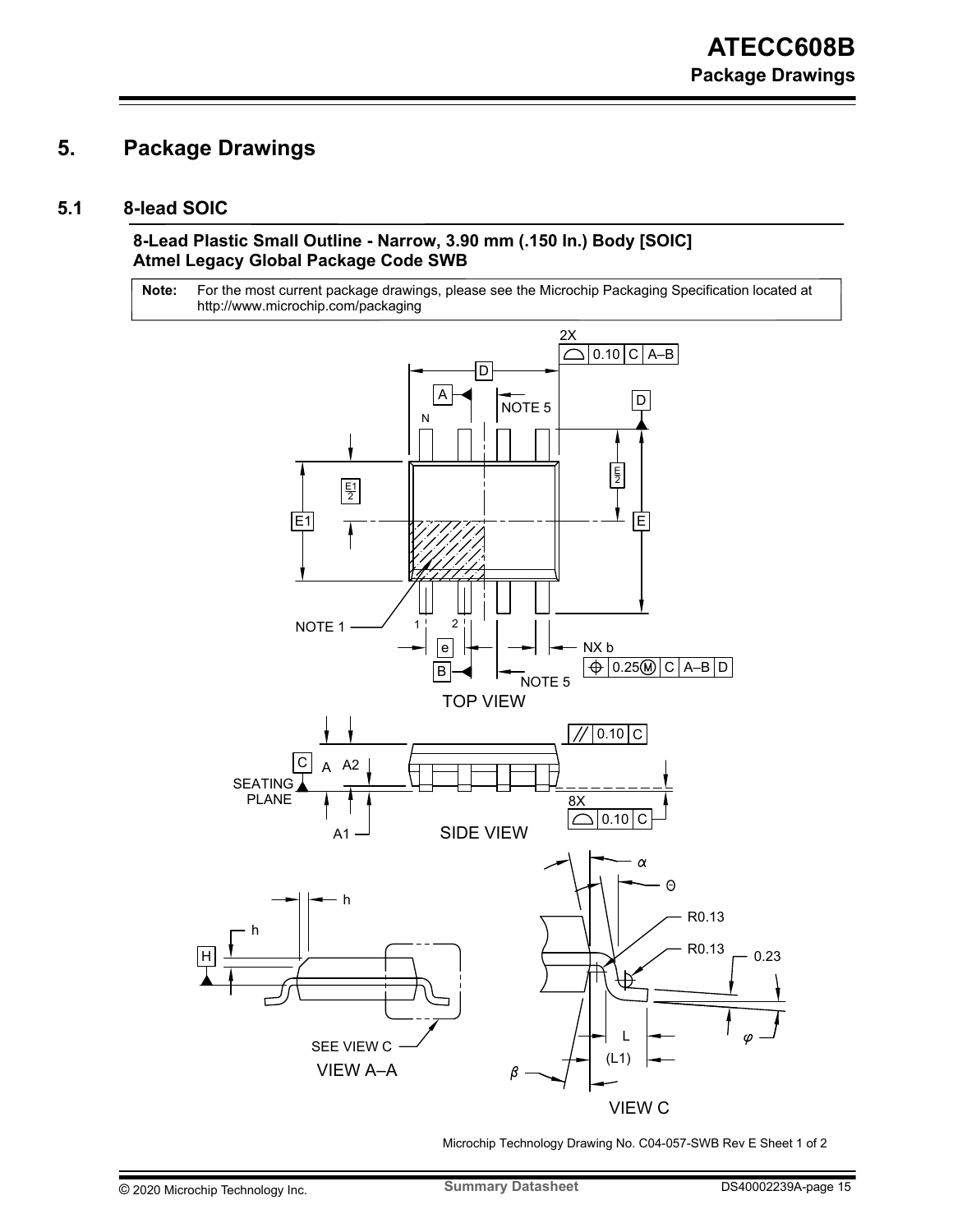# 5. Package Drawings

## 5.1 8-lead SOIC

**8-Lead Plastic Small Outline - Narrow, 3.90 mm (.150 In.) Body [SOIC]**
**Atmel Legacy Global Package Code SWB**

**Note:** For the most current package drawings, please see the Microchip Packaging Specification located at http://www.microchip.com/packaging

TOP VIEW

SIDE VIEW

VIEW A–A

VIEW C

Microchip Technology Drawing No. C04-057-SWB Rev E Sheet 1 of 2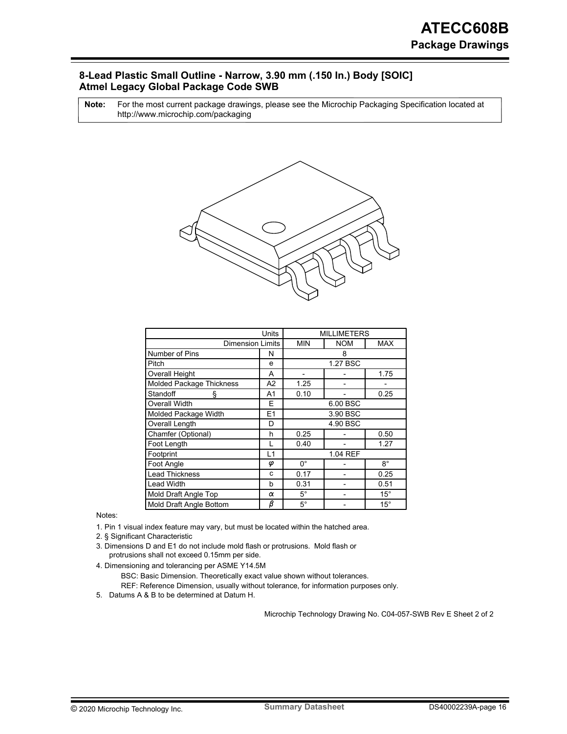## 8-Lead Plastic Small Outline - Narrow, 3.90 mm (.150 In.) Body [SOIC]
## Atmel Legacy Global Package Code SWB

**Note:** For the most current package drawings, please see the Microchip Packaging Specification located at http://www.microchip.com/packaging

| Units | | MILLIMETERS | | |
|---|---|---|---|---|
| Dimension Limits | | MIN | NOM | MAX |
| Number of Pins | N | | 8 | |
| Pitch | e | | 1.27 BSC | |
| Overall Height | A | - | - | 1.75 |
| Molded Package Thickness | A2 | 1.25 | - | - |
| Standoff § | A1 | 0.10 | - | 0.25 |
| Overall Width | E | | 6.00 BSC | |
| Molded Package Width | E1 | | 3.90 BSC | |
| Overall Length | D | | 4.90 BSC | |
| Chamfer (Optional) | h | 0.25 | - | 0.50 |
| Foot Length | L | 0.40 | - | 1.27 |
| Footprint | L1 | | 1.04 REF | |
| Foot Angle | $\varphi$ | 0° | - | 8° |
| Lead Thickness | c | 0.17 | - | 0.25 |
| Lead Width | b | 0.31 | - | 0.51 |
| Mold Draft Angle Top | $\alpha$ | 5° | - | 15° |
| Mold Draft Angle Bottom | $\beta$ | 5° | - | 15° |

Notes:

1. Pin 1 visual index feature may vary, but must be located within the hatched area.
2. § Significant Characteristic
3. Dimensions D and E1 do not include mold flash or protrusions. Mold flash or protrusions shall not exceed 0.15mm per side.
4. Dimensioning and tolerancing per ASME Y14.5M

   BSC: Basic Dimension. Theoretically exact value shown without tolerances.

   REF: Reference Dimension, usually without tolerance, for information purposes only.
5. Datums A & B to be determined at Datum H.

Microchip Technology Drawing No. C04-057-SWB Rev E Sheet 2 of 2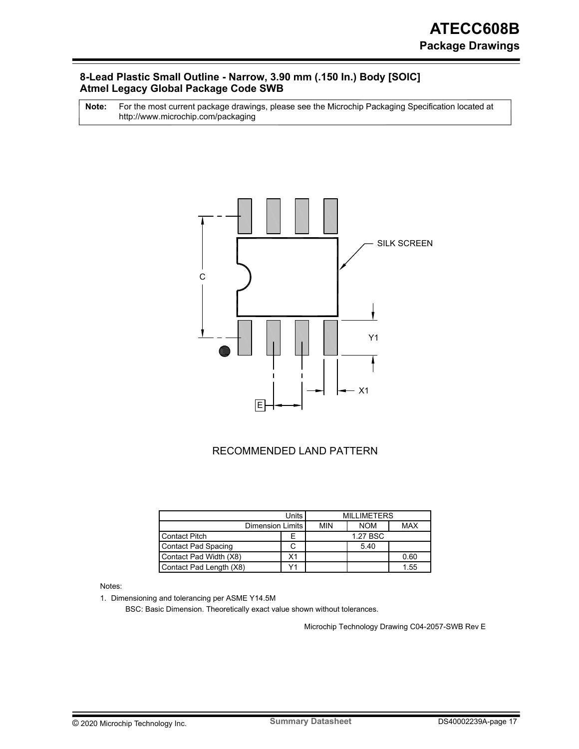### 8-Lead Plastic Small Outline - Narrow, 3.90 mm (.150 In.) Body [SOIC]
### Atmel Legacy Global Package Code SWB

**Note:** For the most current package drawings, please see the Microchip Packaging Specification located at http://www.microchip.com/packaging

SILK SCREEN

C

Y1

X1

E

RECOMMENDED LAND PATTERN

| Units | | MILLIMETERS | | |
|---|---|---|---|---|
| Dimension Limits | | MIN | NOM | MAX |
| Contact Pitch | E | 1.27 BSC | | |
| Contact Pad Spacing | C | | 5.40 | |
| Contact Pad Width (X8) | X1 | | | 0.60 |
| Contact Pad Length (X8) | Y1 | | | 1.55 |

Notes:

1. Dimensioning and tolerancing per ASME Y14.5M

   BSC: Basic Dimension. Theoretically exact value shown without tolerances.

Microchip Technology Drawing C04-2057-SWB Rev E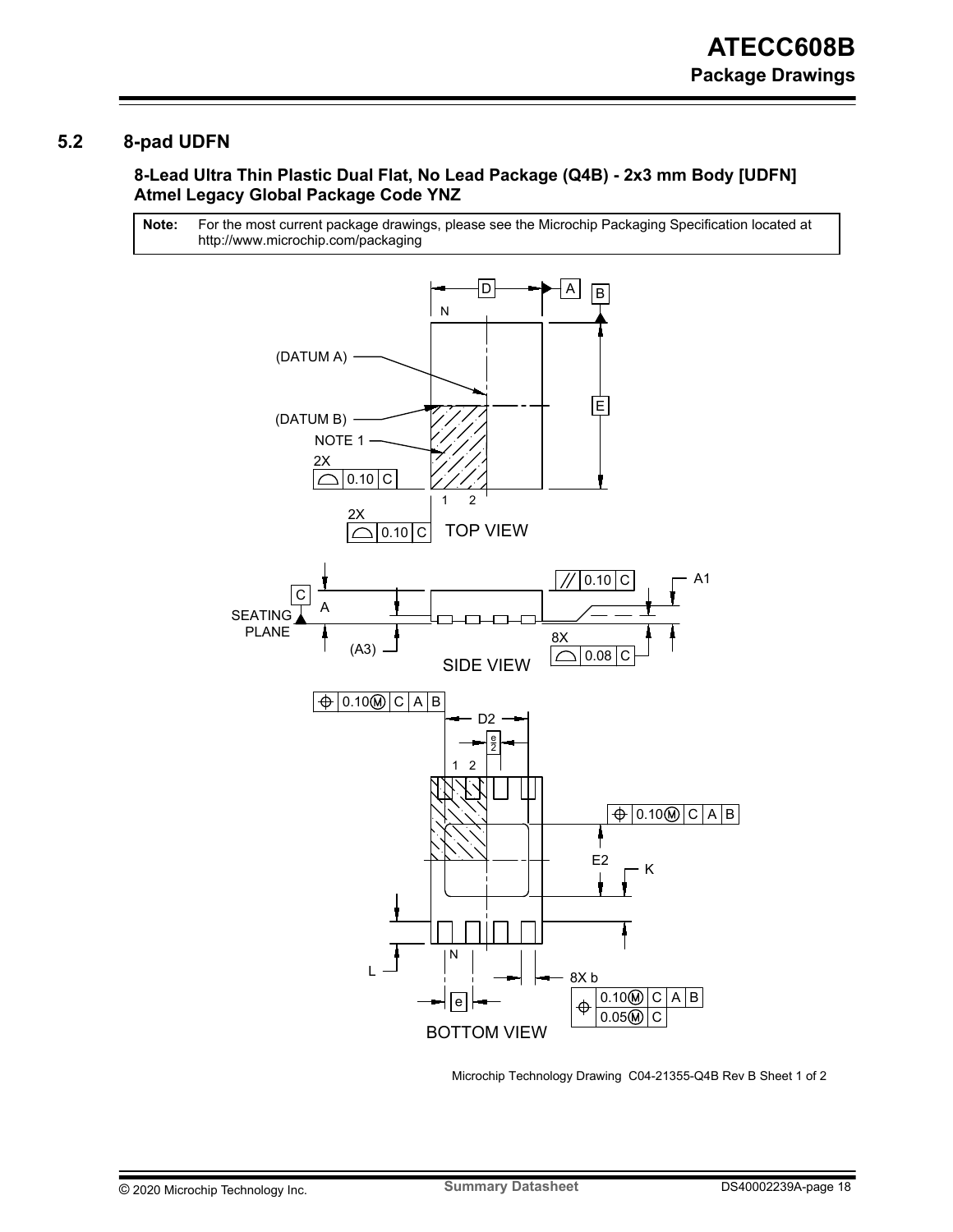## 5.2 8-pad UDFN

**8-Lead Ultra Thin Plastic Dual Flat, No Lead Package (Q4B) - 2x3 mm Body [UDFN] Atmel Legacy Global Package Code YNZ**

**Note:** For the most current package drawings, please see the Microchip Packaging Specification located at http://www.microchip.com/packaging

TOP VIEW

SIDE VIEW

BOTTOM VIEW

Microchip Technology Drawing C04-21355-Q4B Rev B Sheet 1 of 2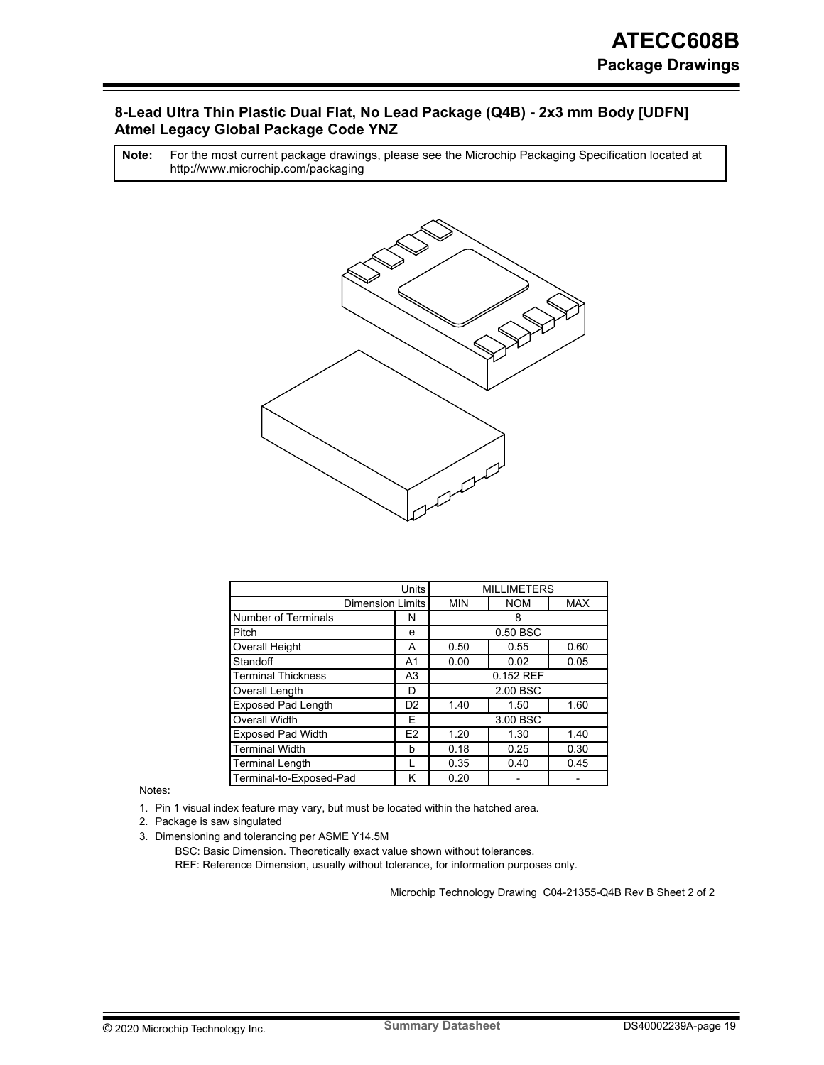## 8-Lead Ultra Thin Plastic Dual Flat, No Lead Package (Q4B) - 2x3 mm Body [UDFN] Atmel Legacy Global Package Code YNZ

**Note:** For the most current package drawings, please see the Microchip Packaging Specification located at http://www.microchip.com/packaging

| Units | | MILLIMETERS | | |
|---|---|---|---|---|
| Dimension Limits | | MIN | NOM | MAX |
| Number of Terminals | N | | 8 | |
| Pitch | e | | 0.50 BSC | |
| Overall Height | A | 0.50 | 0.55 | 0.60 |
| Standoff | A1 | 0.00 | 0.02 | 0.05 |
| Terminal Thickness | A3 | | 0.152 REF | |
| Overall Length | D | | 2.00 BSC | |
| Exposed Pad Length | D2 | 1.40 | 1.50 | 1.60 |
| Overall Width | E | | 3.00 BSC | |
| Exposed Pad Width | E2 | 1.20 | 1.30 | 1.40 |
| Terminal Width | b | 0.18 | 0.25 | 0.30 |
| Terminal Length | L | 0.35 | 0.40 | 0.45 |
| Terminal-to-Exposed-Pad | K | 0.20 | - | - |

Notes:

1. Pin 1 visual index feature may vary, but must be located within the hatched area.
2. Package is saw singulated
3. Dimensioning and tolerancing per ASME Y14.5M

   BSC: Basic Dimension. Theoretically exact value shown without tolerances.

   REF: Reference Dimension, usually without tolerance, for information purposes only.

Microchip Technology Drawing C04-21355-Q4B Rev B Sheet 2 of 2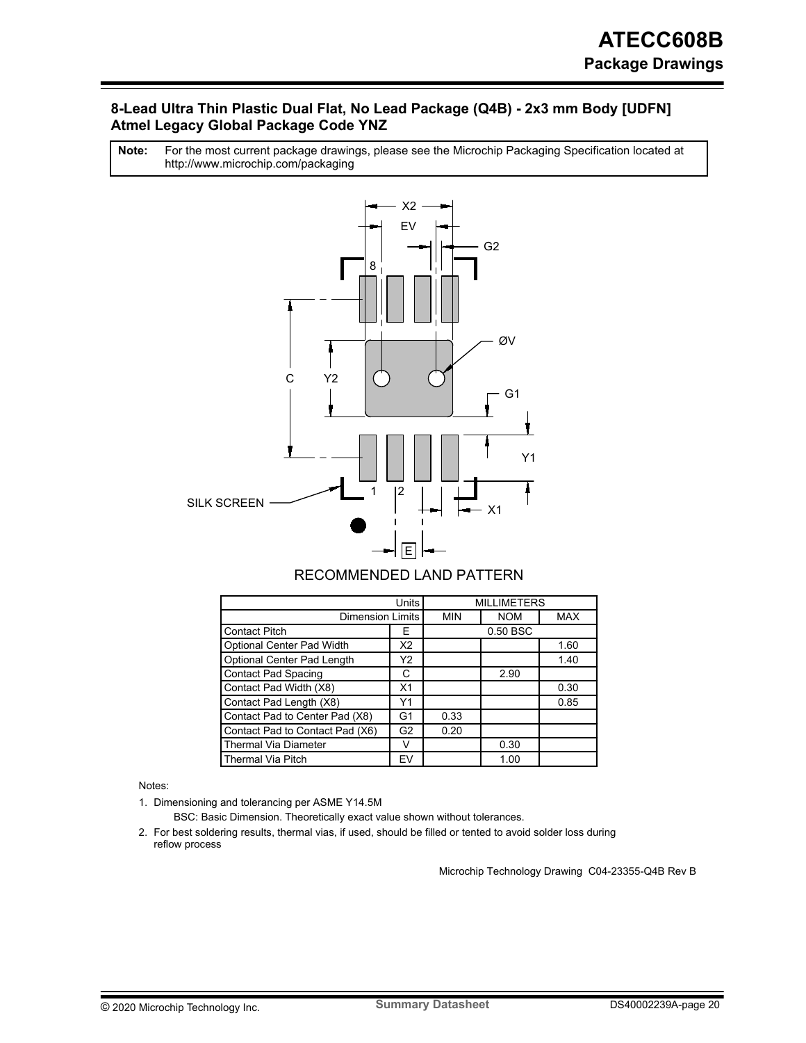## 8-Lead Ultra Thin Plastic Dual Flat, No Lead Package (Q4B) - 2x3 mm Body [UDFN] Atmel Legacy Global Package Code YNZ

**Note:** For the most current package drawings, please see the Microchip Packaging Specification located at http://www.microchip.com/packaging

RECOMMENDED LAND PATTERN

| Units | | MILLIMETERS | | |
|---|---|---|---|---|
| Dimension Limits | | MIN | NOM | MAX |
| Contact Pitch | E | | 0.50 BSC | |
| Optional Center Pad Width | X2 | | | 1.60 |
| Optional Center Pad Length | Y2 | | | 1.40 |
| Contact Pad Spacing | C | | 2.90 | |
| Contact Pad Width (X8) | X1 | | | 0.30 |
| Contact Pad Length (X8) | Y1 | | | 0.85 |
| Contact Pad to Center Pad (X8) | G1 | 0.33 | | |
| Contact Pad to Contact Pad (X6) | G2 | 0.20 | | |
| Thermal Via Diameter | V | | 0.30 | |
| Thermal Via Pitch | EV | | 1.00 | |

Notes:

1. Dimensioning and tolerancing per ASME Y14.5M

   BSC: Basic Dimension. Theoretically exact value shown without tolerances.

2. For best soldering results, thermal vias, if used, should be filled or tented to avoid solder loss during reflow process

Microchip Technology Drawing C04-23355-Q4B Rev B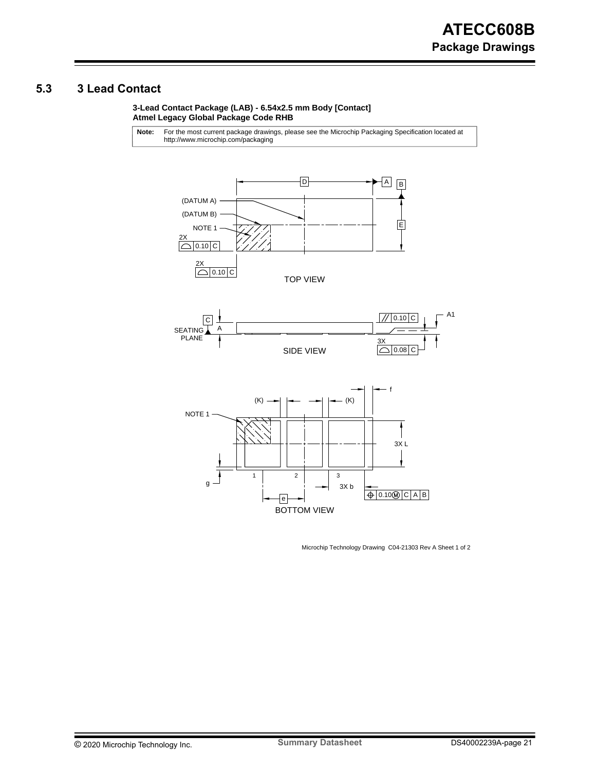## 5.3 3 Lead Contact

**3-Lead Contact Package (LAB) - 6.54x2.5 mm Body [Contact]**
**Atmel Legacy Global Package Code RHB**

**Note:** For the most current package drawings, please see the Microchip Packaging Specification located at http://www.microchip.com/packaging

TOP VIEW

SIDE VIEW

BOTTOM VIEW

Microchip Technology Drawing C04-21303 Rev A Sheet 1 of 2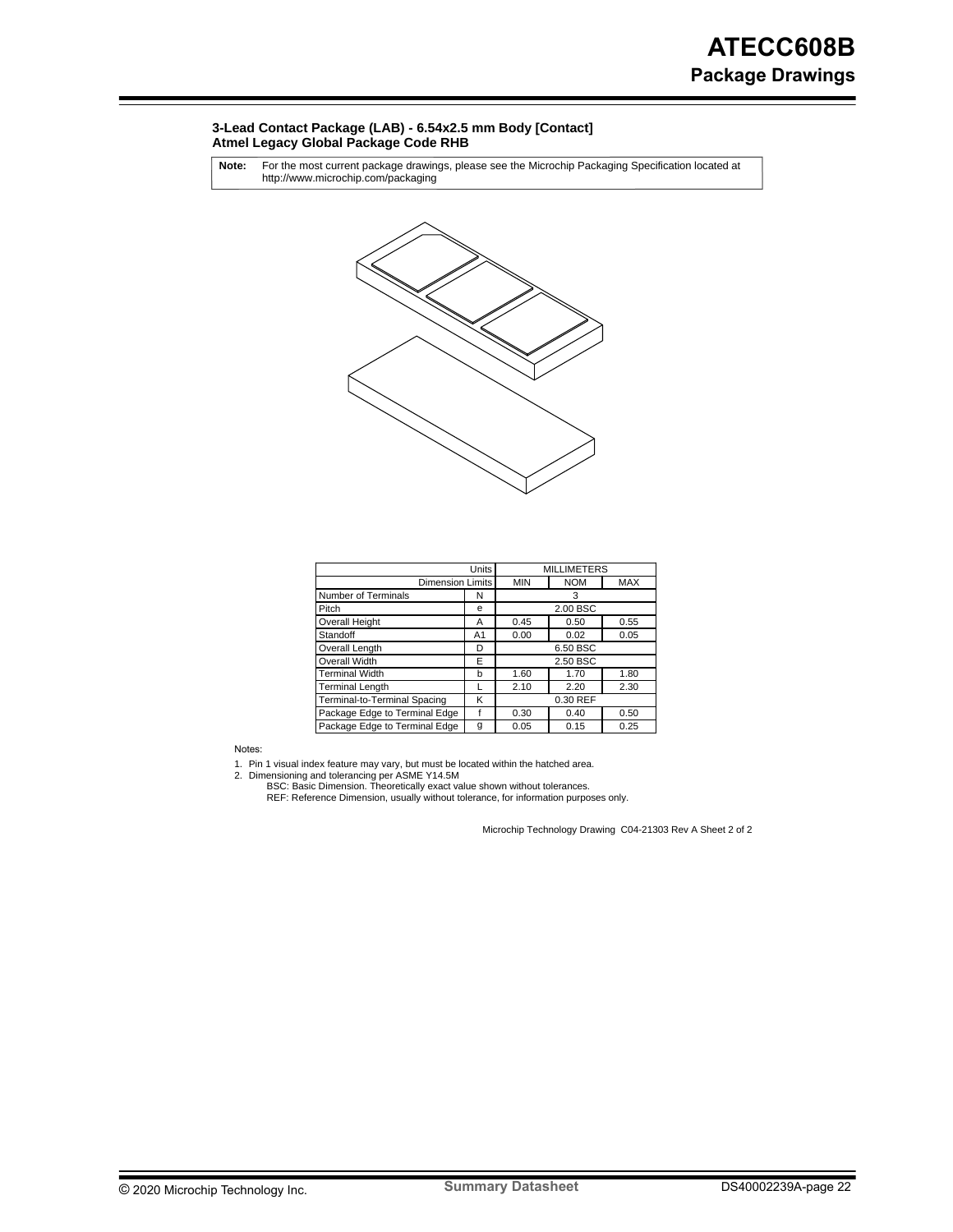**3-Lead Contact Package (LAB) - 6.54x2.5 mm Body [Contact]**
**Atmel Legacy Global Package Code RHB**

| Note: | For the most current package drawings, please see the Microchip Packaging Specification located at http://www.microchip.com/packaging |
|---|---|

| Units | | MILLIMETERS | | |
|---|---|---|---|---|
| Dimension Limits | | MIN | NOM | MAX |
| Number of Terminals | N | | 3 | |
| Pitch | e | | 2.00 BSC | |
| Overall Height | A | 0.45 | 0.50 | 0.55 |
| Standoff | A1 | 0.00 | 0.02 | 0.05 |
| Overall Length | D | | 6.50 BSC | |
| Overall Width | E | | 2.50 BSC | |
| Terminal Width | b | 1.60 | 1.70 | 1.80 |
| Terminal Length | L | 2.10 | 2.20 | 2.30 |
| Terminal-to-Terminal Spacing | K | | 0.30 REF | |
| Package Edge to Terminal Edge | f | 0.30 | 0.40 | 0.50 |
| Package Edge to Terminal Edge | g | 0.05 | 0.15 | 0.25 |

Notes:

1. Pin 1 visual index feature may vary, but must be located within the hatched area.
2. Dimensioning and tolerancing per ASME Y14.5M
   BSC: Basic Dimension. Theoretically exact value shown without tolerances.
   REF: Reference Dimension, usually without tolerance, for information purposes only.

Microchip Technology Drawing C04-21303 Rev A Sheet 2 of 2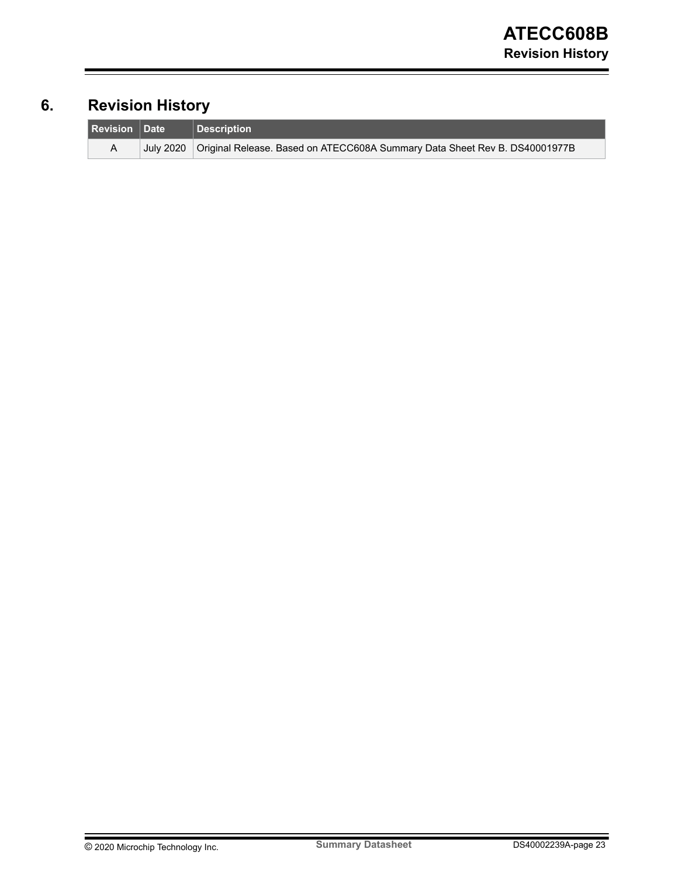# 6. Revision History

| Revision | Date | Description |
| --- | --- | --- |
| A | July 2020 | Original Release. Based on ATECC608A Summary Data Sheet Rev B. DS40001977B |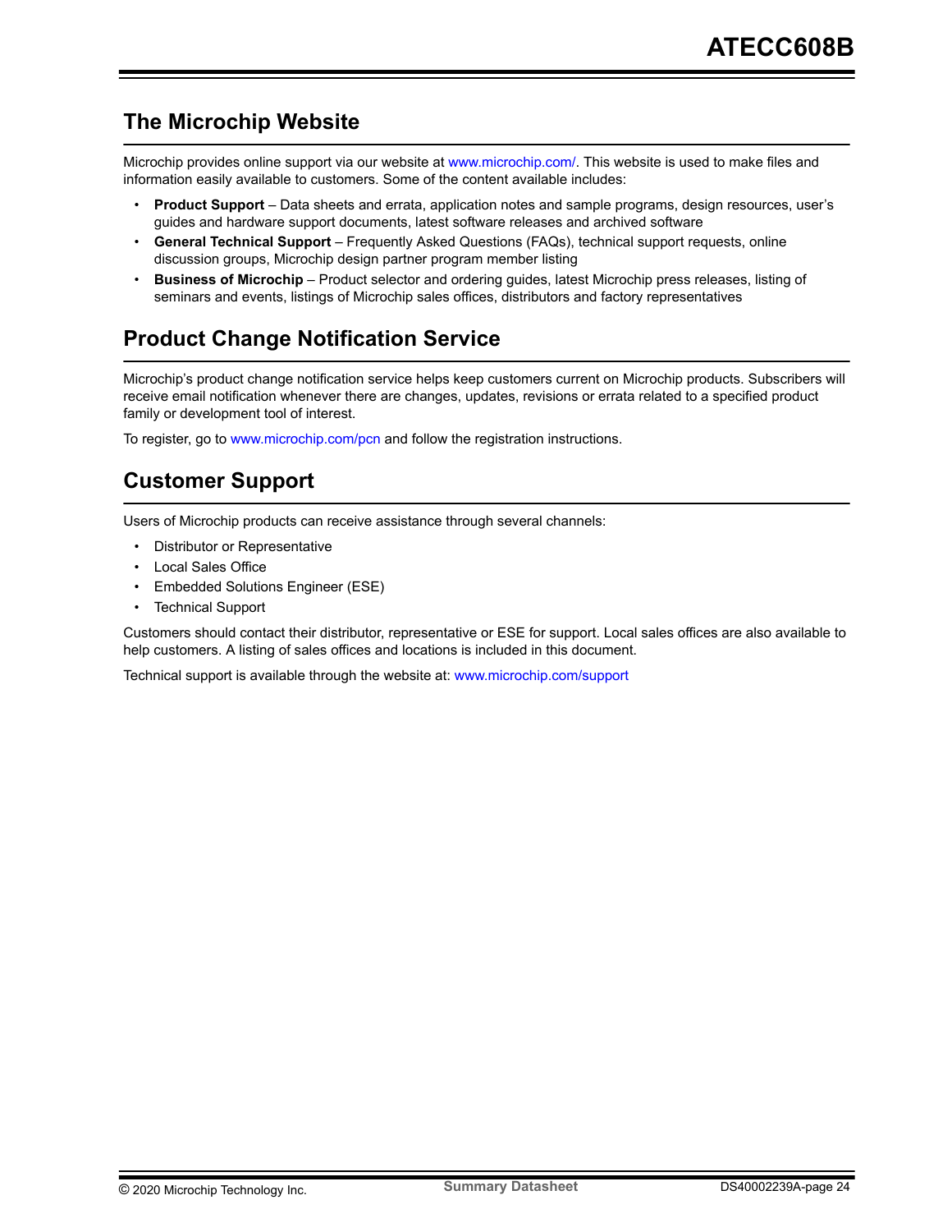## The Microchip Website

Microchip provides online support via our website at www.microchip.com/. This website is used to make files and information easily available to customers. Some of the content available includes:

- **Product Support** – Data sheets and errata, application notes and sample programs, design resources, user's guides and hardware support documents, latest software releases and archived software
- **General Technical Support** – Frequently Asked Questions (FAQs), technical support requests, online discussion groups, Microchip design partner program member listing
- **Business of Microchip** – Product selector and ordering guides, latest Microchip press releases, listing of seminars and events, listings of Microchip sales offices, distributors and factory representatives

## Product Change Notification Service

Microchip's product change notification service helps keep customers current on Microchip products. Subscribers will receive email notification whenever there are changes, updates, revisions or errata related to a specified product family or development tool of interest.

To register, go to www.microchip.com/pcn and follow the registration instructions.

## Customer Support

Users of Microchip products can receive assistance through several channels:

- Distributor or Representative
- Local Sales Office
- Embedded Solutions Engineer (ESE)
- Technical Support

Customers should contact their distributor, representative or ESE for support. Local sales offices are also available to help customers. A listing of sales offices and locations is included in this document.

Technical support is available through the website at: www.microchip.com/support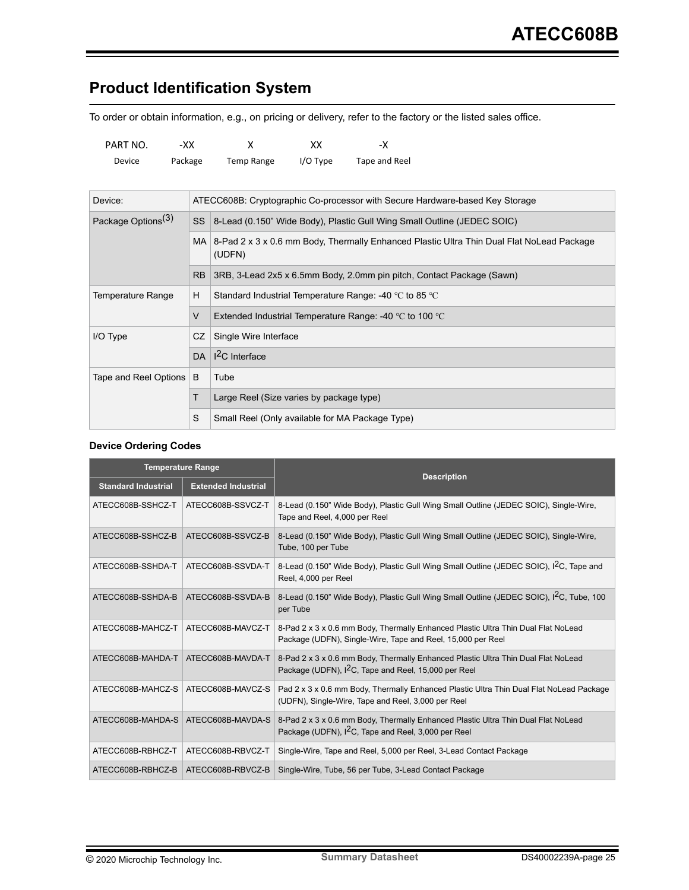## Product Identification System

To order or obtain information, e.g., on pricing or delivery, refer to the factory or the listed sales office.

| PART NO. | -XX | X | XX | -X |
|---|---|---|---|---|
| Device | Package | Temp Range | I/O Type | Tape and Reel |

| | | |
|---|---|---|
| Device: | ATECC608B: Cryptographic Co-processor with Secure Hardware-based Key Storage | |
| Package Options[3] | SS | 8-Lead (0.150” Wide Body), Plastic Gull Wing Small Outline (JEDEC SOIC) |
| | MA | 8-Pad 2 x 3 x 0.6 mm Body, Thermally Enhanced Plastic Ultra Thin Dual Flat NoLead Package (UDFN) |
| | RB | 3RB, 3-Lead 2x5 x 6.5mm Body, 2.0mm pin pitch, Contact Package (Sawn) |
| Temperature Range | H | Standard Industrial Temperature Range: -40 ℃ to 85 ℃ |
| | V | Extended Industrial Temperature Range: -40 ℃ to 100 ℃ |
| I/O Type | CZ | Single Wire Interface |
| | DA | I²C Interface |
| Tape and Reel Options | B | Tube |
| | T | Large Reel (Size varies by package type) |
| | S | Small Reel (Only available for MA Package Type) |

**Device Ordering Codes**

| Temperature Range | | Description |
|---|---|---|
| Standard Industrial | Extended Industrial | |
| ATECC608B-SSHCZ-T | ATECC608B-SSVCZ-T | 8-Lead (0.150” Wide Body), Plastic Gull Wing Small Outline (JEDEC SOIC), Single-Wire, Tape and Reel, 4,000 per Reel |
| ATECC608B-SSHCZ-B | ATECC608B-SSVCZ-B | 8-Lead (0.150” Wide Body), Plastic Gull Wing Small Outline (JEDEC SOIC), Single-Wire, Tube, 100 per Tube |
| ATECC608B-SSHDA-T | ATECC608B-SSVDA-T | 8-Lead (0.150” Wide Body), Plastic Gull Wing Small Outline (JEDEC SOIC), I²C, Tape and Reel, 4,000 per Reel |
| ATECC608B-SSHDA-B | ATECC608B-SSVDA-B | 8-Lead (0.150” Wide Body), Plastic Gull Wing Small Outline (JEDEC SOIC), I²C, Tube, 100 per Tube |
| ATECC608B-MAHCZ-T | ATECC608B-MAVCZ-T | 8-Pad 2 x 3 x 0.6 mm Body, Thermally Enhanced Plastic Ultra Thin Dual Flat NoLead Package (UDFN), Single-Wire, Tape and Reel, 15,000 per Reel |
| ATECC608B-MAHDA-T | ATECC608B-MAVDA-T | 8-Pad 2 x 3 x 0.6 mm Body, Thermally Enhanced Plastic Ultra Thin Dual Flat NoLead Package (UDFN), I²C, Tape and Reel, 15,000 per Reel |
| ATECC608B-MAHCZ-S | ATECC608B-MAVCZ-S | Pad 2 x 3 x 0.6 mm Body, Thermally Enhanced Plastic Ultra Thin Dual Flat NoLead Package (UDFN), Single-Wire, Tape and Reel, 3,000 per Reel |
| ATECC608B-MAHDA-S | ATECC608B-MAVDA-S | 8-Pad 2 x 3 x 0.6 mm Body, Thermally Enhanced Plastic Ultra Thin Dual Flat NoLead Package (UDFN), I²C, Tape and Reel, 3,000 per Reel |
| ATECC608B-RBHCZ-T | ATECC608B-RBVCZ-T | Single-Wire, Tape and Reel, 5,000 per Reel, 3-Lead Contact Package |
| ATECC608B-RBHCZ-B | ATECC608B-RBVCZ-B | Single-Wire, Tube, 56 per Tube, 3-Lead Contact Package |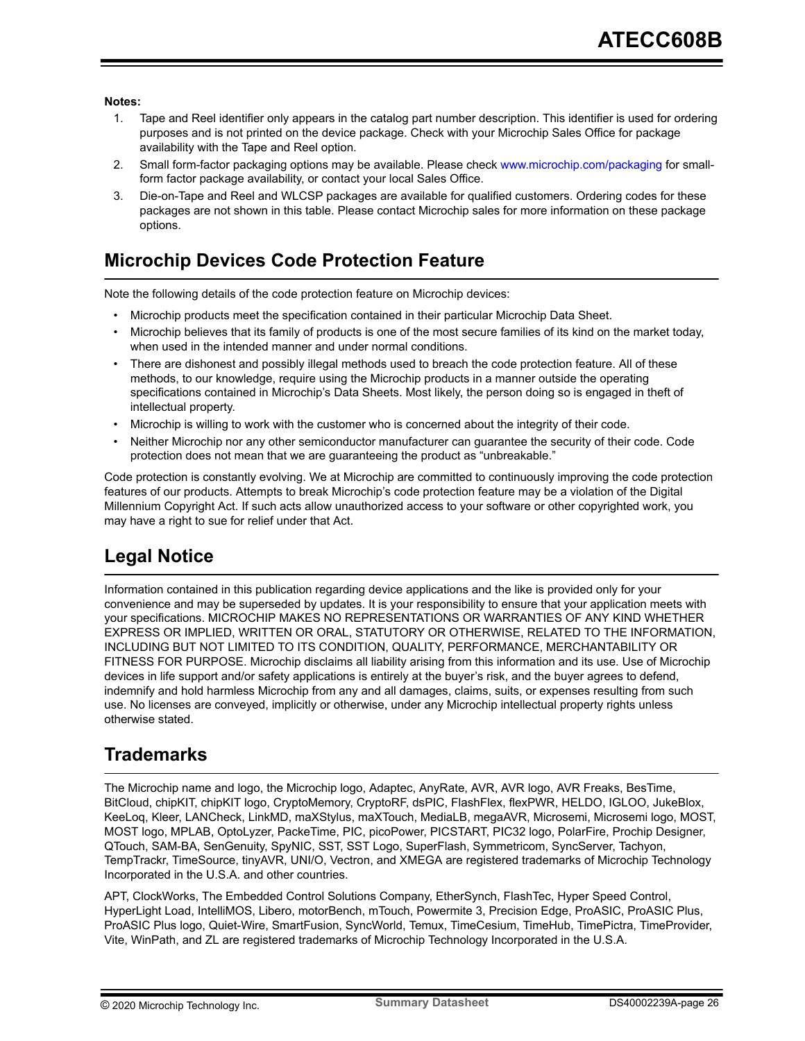**Notes:**

1. Tape and Reel identifier only appears in the catalog part number description. This identifier is used for ordering purposes and is not printed on the device package. Check with your Microchip Sales Office for package availability with the Tape and Reel option.
2. Small form-factor packaging options may be available. Please check www.microchip.com/packaging for small-form factor package availability, or contact your local Sales Office.
3. Die-on-Tape and Reel and WLCSP packages are available for qualified customers. Ordering codes for these packages are not shown in this table. Please contact Microchip sales for more information on these package options.

## Microchip Devices Code Protection Feature

Note the following details of the code protection feature on Microchip devices:

- Microchip products meet the specification contained in their particular Microchip Data Sheet.
- Microchip believes that its family of products is one of the most secure families of its kind on the market today, when used in the intended manner and under normal conditions.
- There are dishonest and possibly illegal methods used to breach the code protection feature. All of these methods, to our knowledge, require using the Microchip products in a manner outside the operating specifications contained in Microchip's Data Sheets. Most likely, the person doing so is engaged in theft of intellectual property.
- Microchip is willing to work with the customer who is concerned about the integrity of their code.
- Neither Microchip nor any other semiconductor manufacturer can guarantee the security of their code. Code protection does not mean that we are guaranteeing the product as "unbreakable."

Code protection is constantly evolving. We at Microchip are committed to continuously improving the code protection features of our products. Attempts to break Microchip's code protection feature may be a violation of the Digital Millennium Copyright Act. If such acts allow unauthorized access to your software or other copyrighted work, you may have a right to sue for relief under that Act.

## Legal Notice

Information contained in this publication regarding device applications and the like is provided only for your convenience and may be superseded by updates. It is your responsibility to ensure that your application meets with your specifications. MICROCHIP MAKES NO REPRESENTATIONS OR WARRANTIES OF ANY KIND WHETHER EXPRESS OR IMPLIED, WRITTEN OR ORAL, STATUTORY OR OTHERWISE, RELATED TO THE INFORMATION, INCLUDING BUT NOT LIMITED TO ITS CONDITION, QUALITY, PERFORMANCE, MERCHANTABILITY OR FITNESS FOR PURPOSE. Microchip disclaims all liability arising from this information and its use. Use of Microchip devices in life support and/or safety applications is entirely at the buyer's risk, and the buyer agrees to defend, indemnify and hold harmless Microchip from any and all damages, claims, suits, or expenses resulting from such use. No licenses are conveyed, implicitly or otherwise, under any Microchip intellectual property rights unless otherwise stated.

## Trademarks

The Microchip name and logo, the Microchip logo, Adaptec, AnyRate, AVR, AVR logo, AVR Freaks, BesTime, BitCloud, chipKIT, chipKIT logo, CryptoMemory, CryptoRF, dsPIC, FlashFlex, flexPWR, HELDO, IGLOO, JukeBlox, KeeLoq, Kleer, LANCheck, LinkMD, maXStylus, maXTouch, MediaLB, megaAVR, Microsemi, Microsemi logo, MOST, MOST logo, MPLAB, OptoLyzer, PackeTime, PIC, picoPower, PICSTART, PIC32 logo, PolarFire, Prochip Designer, QTouch, SAM-BA, SenGenuity, SpyNIC, SST, SST Logo, SuperFlash, Symmetricom, SyncServer, Tachyon, TempTrackr, TimeSource, tinyAVR, UNI/O, Vectron, and XMEGA are registered trademarks of Microchip Technology Incorporated in the U.S.A. and other countries.

APT, ClockWorks, The Embedded Control Solutions Company, EtherSynch, FlashTec, Hyper Speed Control, HyperLight Load, IntelliMOS, Libero, motorBench, mTouch, Powermite 3, Precision Edge, ProASIC, ProASIC Plus, ProASIC Plus logo, Quiet-Wire, SmartFusion, SyncWorld, Temux, TimeCesium, TimeHub, TimePictra, TimeProvider, Vite, WinPath, and ZL are registered trademarks of Microchip Technology Incorporated in the U.S.A.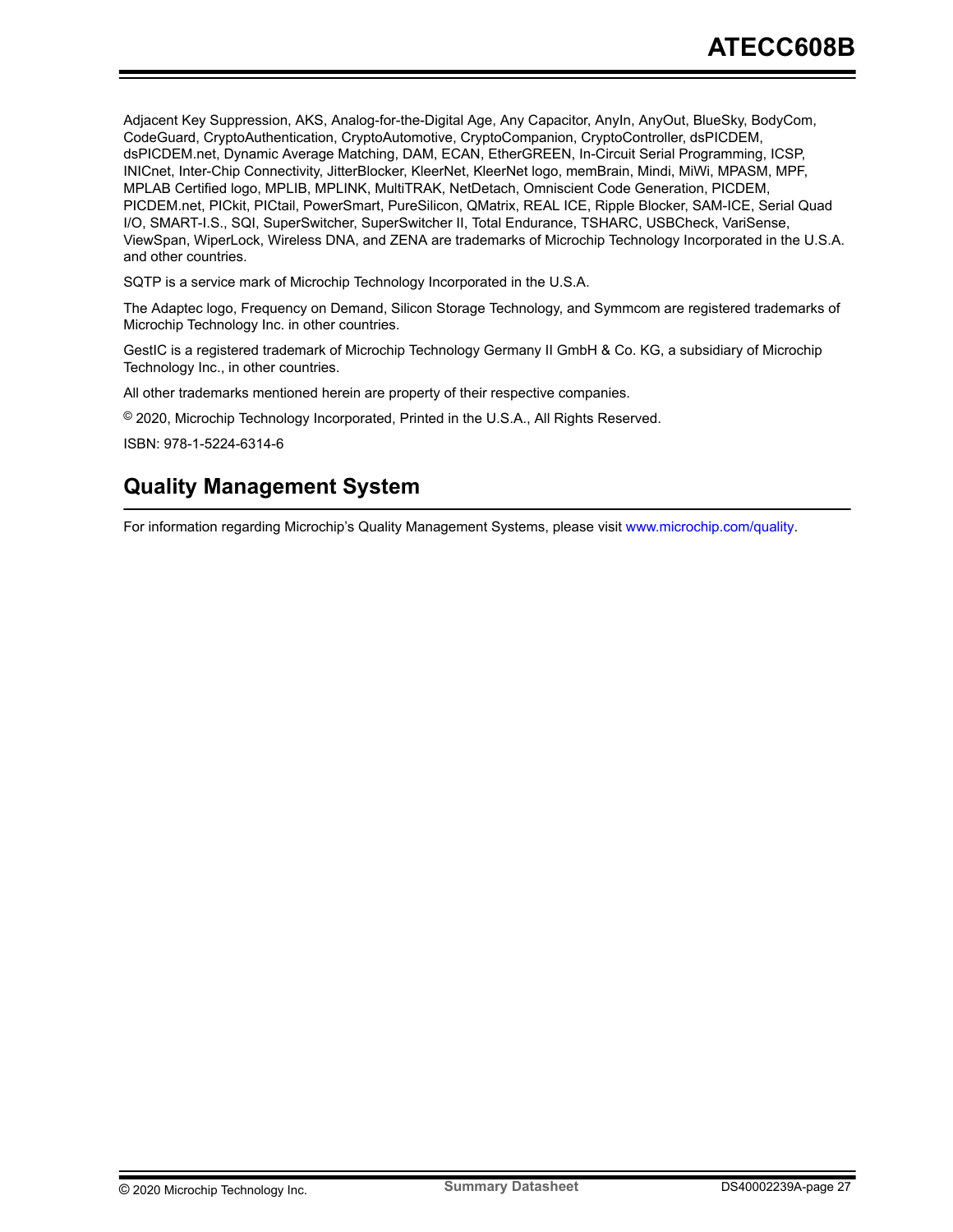Adjacent Key Suppression, AKS, Analog-for-the-Digital Age, Any Capacitor, AnyIn, AnyOut, BlueSky, BodyCom, CodeGuard, CryptoAuthentication, CryptoAutomotive, CryptoCompanion, CryptoController, dsPICDEM, dsPICDEM.net, Dynamic Average Matching, DAM, ECAN, EtherGREEN, In-Circuit Serial Programming, ICSP, INICnet, Inter-Chip Connectivity, JitterBlocker, KleerNet, KleerNet logo, memBrain, Mindi, MiWi, MPASM, MPF, MPLAB Certified logo, MPLIB, MPLINK, MultiTRAK, NetDetach, Omniscient Code Generation, PICDEM, PICDEM.net, PICkit, PICtail, PowerSmart, PureSilicon, QMatrix, REAL ICE, Ripple Blocker, SAM-ICE, Serial Quad I/O, SMART-I.S., SQI, SuperSwitcher, SuperSwitcher II, Total Endurance, TSHARC, USBCheck, VariSense, ViewSpan, WiperLock, Wireless DNA, and ZENA are trademarks of Microchip Technology Incorporated in the U.S.A. and other countries.

SQTP is a service mark of Microchip Technology Incorporated in the U.S.A.

The Adaptec logo, Frequency on Demand, Silicon Storage Technology, and Symmcom are registered trademarks of Microchip Technology Inc. in other countries.

GestIC is a registered trademark of Microchip Technology Germany II GmbH & Co. KG, a subsidiary of Microchip Technology Inc., in other countries.

All other trademarks mentioned herein are property of their respective companies.

© 2020, Microchip Technology Incorporated, Printed in the U.S.A., All Rights Reserved.

ISBN: 978-1-5224-6314-6

## Quality Management System

For information regarding Microchip's Quality Management Systems, please visit www.microchip.com/quality.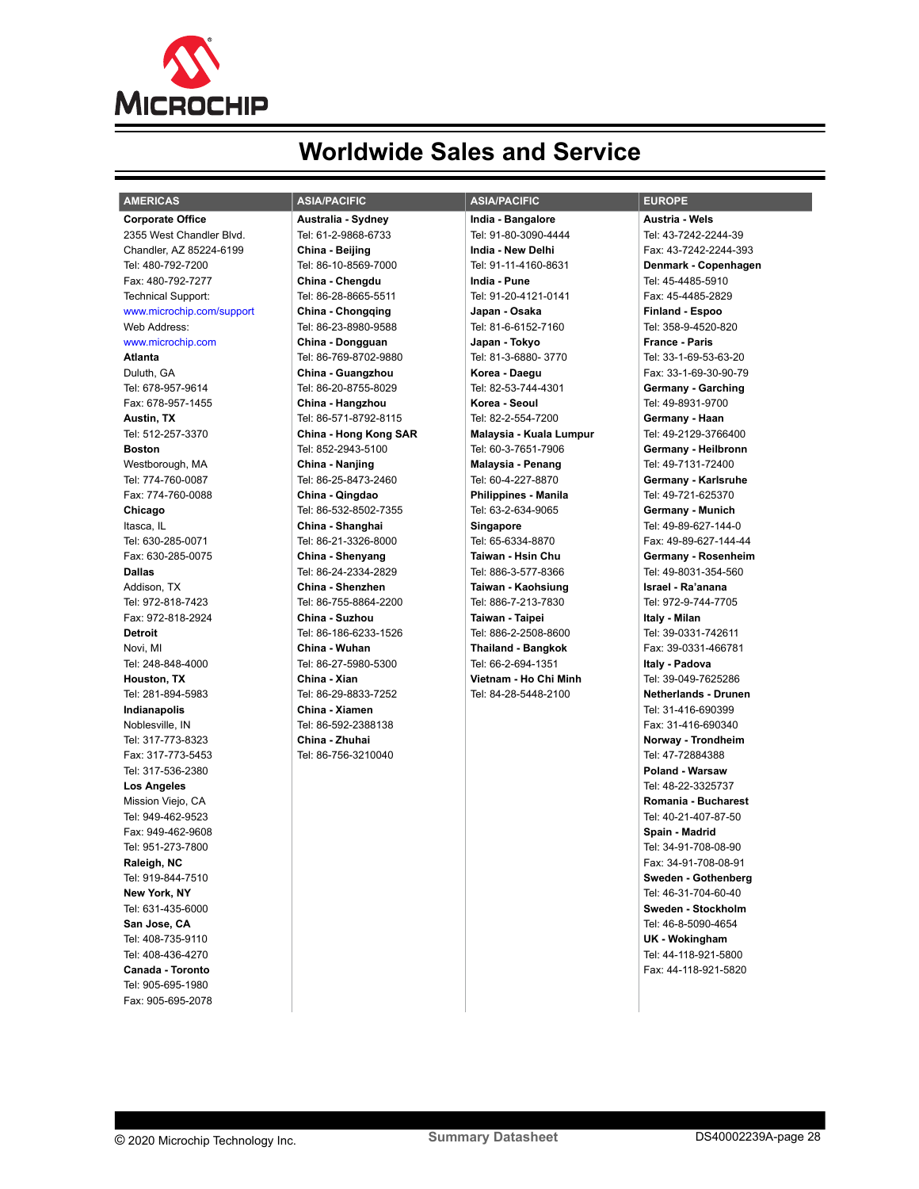# Worldwide Sales and Service

## AMERICAS

**Corporate Office**
2355 West Chandler Blvd.
Chandler, AZ 85224-6199
Tel: 480-792-7200
Fax: 480-792-7277
Technical Support:
www.microchip.com/support
Web Address:
www.microchip.com

**Atlanta**
Duluth, GA
Tel: 678-957-9614
Fax: 678-957-1455

**Austin, TX**
Tel: 512-257-3370

**Boston**
Westborough, MA
Tel: 774-760-0087
Fax: 774-760-0088

**Chicago**
Itasca, IL
Tel: 630-285-0071
Fax: 630-285-0075

**Dallas**
Addison, TX
Tel: 972-818-7423
Fax: 972-818-2924

**Detroit**
Novi, MI
Tel: 248-848-4000

**Houston, TX**
Tel: 281-894-5983

**Indianapolis**
Noblesville, IN
Tel: 317-773-8323
Fax: 317-773-5453
Tel: 317-536-2380

**Los Angeles**
Mission Viejo, CA
Tel: 949-462-9523
Fax: 949-462-9608
Tel: 951-273-7800

**Raleigh, NC**
Tel: 919-844-7510

**New York, NY**
Tel: 631-435-6000

**San Jose, CA**
Tel: 408-735-9110
Tel: 408-436-4270

**Canada - Toronto**
Tel: 905-695-1980
Fax: 905-695-2078

## ASIA/PACIFIC

**Australia - Sydney**
Tel: 61-2-9868-6733

**China - Beijing**
Tel: 86-10-8569-7000

**China - Chengdu**
Tel: 86-28-8665-5511

**China - Chongqing**
Tel: 86-23-8980-9588

**China - Dongguan**
Tel: 86-769-8702-9880

**China - Guangzhou**
Tel: 86-20-8755-8029

**China - Hangzhou**
Tel: 86-571-8792-8115

**China - Hong Kong SAR**
Tel: 852-2943-5100

**China - Nanjing**
Tel: 86-25-8473-2460

**China - Qingdao**
Tel: 86-532-8502-7355

**China - Shanghai**
Tel: 86-21-3326-8000

**China - Shenyang**
Tel: 86-24-2334-2829

**China - Shenzhen**
Tel: 86-755-8864-2200

**China - Suzhou**
Tel: 86-186-6233-1526

**China - Wuhan**
Tel: 86-27-5980-5300

**China - Xian**
Tel: 86-29-8833-7252

**China - Xiamen**
Tel: 86-592-2388138

**China - Zhuhai**
Tel: 86-756-3210040

## ASIA/PACIFIC

**India - Bangalore**
Tel: 91-80-3090-4444

**India - New Delhi**
Tel: 91-11-4160-8631

**India - Pune**
Tel: 91-20-4121-0141

**Japan - Osaka**
Tel: 81-6-6152-7160

**Japan - Tokyo**
Tel: 81-3-6880- 3770

**Korea - Daegu**
Tel: 82-53-744-4301

**Korea - Seoul**
Tel: 82-2-554-7200

**Malaysia - Kuala Lumpur**
Tel: 60-3-7651-7906

**Malaysia - Penang**
Tel: 60-4-227-8870

**Philippines - Manila**
Tel: 63-2-634-9065

**Singapore**
Tel: 65-6334-8870

**Taiwan - Hsin Chu**
Tel: 886-3-577-8366

**Taiwan - Kaohsiung**
Tel: 886-7-213-7830

**Taiwan - Taipei**
Tel: 886-2-2508-8600

**Thailand - Bangkok**
Tel: 66-2-694-1351

**Vietnam - Ho Chi Minh**
Tel: 84-28-5448-2100

## EUROPE

**Austria - Wels**
Tel: 43-7242-2244-39
Fax: 43-7242-2244-393

**Denmark - Copenhagen**
Tel: 45-4485-5910
Fax: 45-4485-2829

**Finland - Espoo**
Tel: 358-9-4520-820

**France - Paris**
Tel: 33-1-69-53-63-20
Fax: 33-1-69-30-90-79

**Germany - Garching**
Tel: 49-8931-9700

**Germany - Haan**
Tel: 49-2129-3766400

**Germany - Heilbronn**
Tel: 49-7131-72400

**Germany - Karlsruhe**
Tel: 49-721-625370

**Germany - Munich**
Tel: 49-89-627-144-0
Fax: 49-89-627-144-44

**Germany - Rosenheim**
Tel: 49-8031-354-560

**Israel - Ra'anana**
Tel: 972-9-744-7705

**Italy - Milan**
Tel: 39-0331-742611
Fax: 39-0331-466781

**Italy - Padova**
Tel: 39-049-7625286

**Netherlands - Drunen**
Tel: 31-416-690399
Fax: 31-416-690340

**Norway - Trondheim**
Tel: 47-72884388

**Poland - Warsaw**
Tel: 48-22-3325737

**Romania - Bucharest**
Tel: 40-21-407-87-50

**Spain - Madrid**
Tel: 34-91-708-08-90
Fax: 34-91-708-08-91

**Sweden - Gothenberg**
Tel: 46-31-704-60-40

**Sweden - Stockholm**
Tel: 46-8-5090-4654

**UK - Wokingham**
Tel: 44-118-921-5800
Fax: 44-118-921-5820